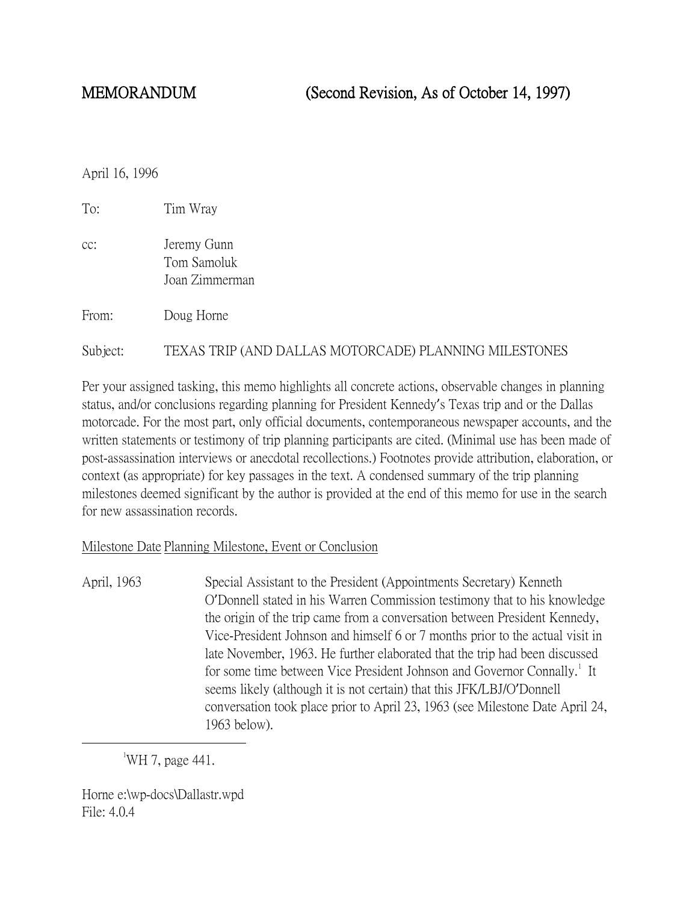# MEMORANDUM (Second Revision, As of October 14, 1997)

April 16, 1996

To: Tim Wray

cc: Jeremy Gunn
Tom Samoluk
Joan Zimmerman

From: Doug Horne

Subject: TEXAS TRIP (AND DALLAS MOTORCADE) PLANNING MILESTONES

Per your assigned tasking, this memo highlights all concrete actions, observable changes in planning status, and/or conclusions regarding planning for President Kennedy's Texas trip and or the Dallas motorcade. For the most part, only official documents, contemporaneous newspaper accounts, and the written statements or testimony of trip planning participants are cited. (Minimal use has been made of post-assassination interviews or anecdotal recollections.) Footnotes provide attribution, elaboration, or context (as appropriate) for key passages in the text. A condensed summary of the trip planning milestones deemed significant by the author is provided at the end of this memo for use in the search for new assassination records.

<u>Milestone Date</u> <u>Planning Milestone, Event or Conclusion</u>

April, 1963 — Special Assistant to the President (Appointments Secretary) Kenneth O'Donnell stated in his Warren Commission testimony that to his knowledge the origin of the trip came from a conversation between President Kennedy, Vice-President Johnson and himself 6 or 7 months prior to the actual visit in late November, 1963. He further elaborated that the trip had been discussed for some time between Vice President Johnson and Governor Connally.[1] It seems likely (although it is not certain) that this JFK/LBJ/O'Donnell conversation took place prior to April 23, 1963 (see Milestone Date April 24, 1963 below).

---

[1] WH 7, page 441.

Horne e:\wp-docs\Dallastr.wpd
File: 4.0.4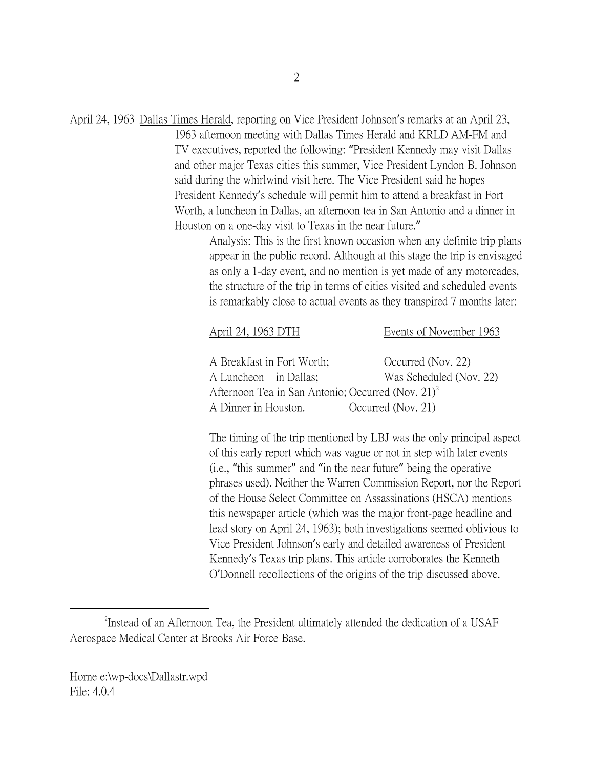April 24, 1963 Dallas Times Herald, reporting on Vice President Johnson's remarks at an April 23, 1963 afternoon meeting with Dallas Times Herald and KRLD AM-FM and TV executives, reported the following: "President Kennedy may visit Dallas and other major Texas cities this summer, Vice President Lyndon B. Johnson said during the whirlwind visit here. The Vice President said he hopes President Kennedy's schedule will permit him to attend a breakfast in Fort Worth, a luncheon in Dallas, an afternoon tea in San Antonio and a dinner in Houston on a one-day visit to Texas in the near future."

Analysis: This is the first known occasion when any definite trip plans appear in the public record. Although at this stage the trip is envisaged as only a 1-day event, and no mention is yet made of any motorcades, the structure of the trip in terms of cities visited and scheduled events is remarkably close to actual events as they transpired 7 months later:

| April 24, 1963 DTH | Events of November 1963 |
|---|---|
| A Breakfast in Fort Worth; | Occurred (Nov. 22) |
| A Luncheon in Dallas; | Was Scheduled (Nov. 22) |
| Afternoon Tea in San Antonio; | Occurred (Nov. 21)[2] |
| A Dinner in Houston. | Occurred (Nov. 21) |

The timing of the trip mentioned by LBJ was the only principal aspect of this early report which was vague or not in step with later events (i.e., "this summer" and "in the near future" being the operative phrases used). Neither the Warren Commission Report, nor the Report of the House Select Committee on Assassinations (HSCA) mentions this newspaper article (which was the major front-page headline and lead story on April 24, 1963); both investigations seemed oblivious to Vice President Johnson's early and detailed awareness of President Kennedy's Texas trip plans. This article corroborates the Kenneth O'Donnell recollections of the origins of the trip discussed above.

---

[2]Instead of an Afternoon Tea, the President ultimately attended the dedication of a USAF Aerospace Medical Center at Brooks Air Force Base.

Horne e:\wp-docs\Dallastr.wpd
File: 4.0.4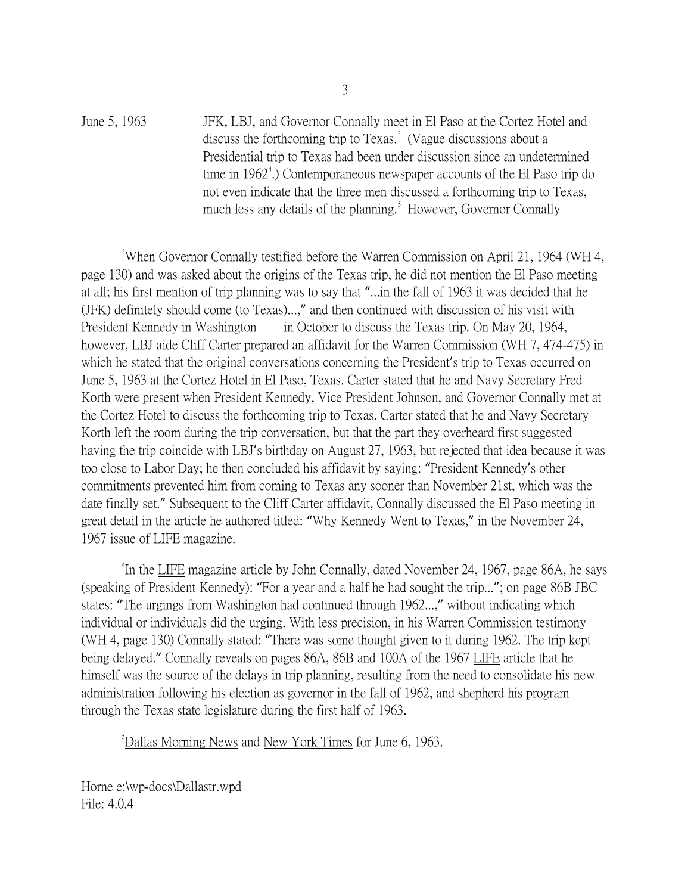June 5, 1963 — JFK, LBJ, and Governor Connally meet in El Paso at the Cortez Hotel and discuss the forthcoming trip to Texas.[3] (Vague discussions about a Presidential trip to Texas had been under discussion since an undetermined time in 1962[4].) Contemporaneous newspaper accounts of the El Paso trip do not even indicate that the three men discussed a forthcoming trip to Texas, much less any details of the planning.[5] However, Governor Connally

---

[3]When Governor Connally testified before the Warren Commission on April 21, 1964 (WH 4, page 130) and was asked about the origins of the Texas trip, he did not mention the El Paso meeting at all; his first mention of trip planning was to say that "...in the fall of 1963 it was decided that he (JFK) definitely should come (to Texas)...," and then continued with discussion of his visit with President Kennedy in Washington in October to discuss the Texas trip. On May 20, 1964, however, LBJ aide Cliff Carter prepared an affidavit for the Warren Commission (WH 7, 474-475) in which he stated that the original conversations concerning the President's trip to Texas occurred on June 5, 1963 at the Cortez Hotel in El Paso, Texas. Carter stated that he and Navy Secretary Fred Korth were present when President Kennedy, Vice President Johnson, and Governor Connally met at the Cortez Hotel to discuss the forthcoming trip to Texas. Carter stated that he and Navy Secretary Korth left the room during the trip conversation, but that the part they overheard first suggested having the trip coincide with LBJ's birthday on August 27, 1963, but rejected that idea because it was too close to Labor Day; he then concluded his affidavit by saying: "President Kennedy's other commitments prevented him from coming to Texas any sooner than November 21st, which was the date finally set." Subsequent to the Cliff Carter affidavit, Connally discussed the El Paso meeting in great detail in the article he authored titled: "Why Kennedy Went to Texas," in the November 24, 1967 issue of LIFE magazine.

[4]In the LIFE magazine article by John Connally, dated November 24, 1967, page 86A, he says (speaking of President Kennedy): "For a year and a half he had sought the trip..."; on page 86B JBC states: "The urgings from Washington had continued through 1962...," without indicating which individual or individuals did the urging. With less precision, in his Warren Commission testimony (WH 4, page 130) Connally stated: "There was some thought given to it during 1962. The trip kept being delayed." Connally reveals on pages 86A, 86B and 100A of the 1967 LIFE article that he himself was the source of the delays in trip planning, resulting from the need to consolidate his new administration following his election as governor in the fall of 1962, and shepherd his program through the Texas state legislature during the first half of 1963.

[5]Dallas Morning News and New York Times for June 6, 1963.

Horne e:\wp-docs\Dallastr.wpd
File: 4.0.4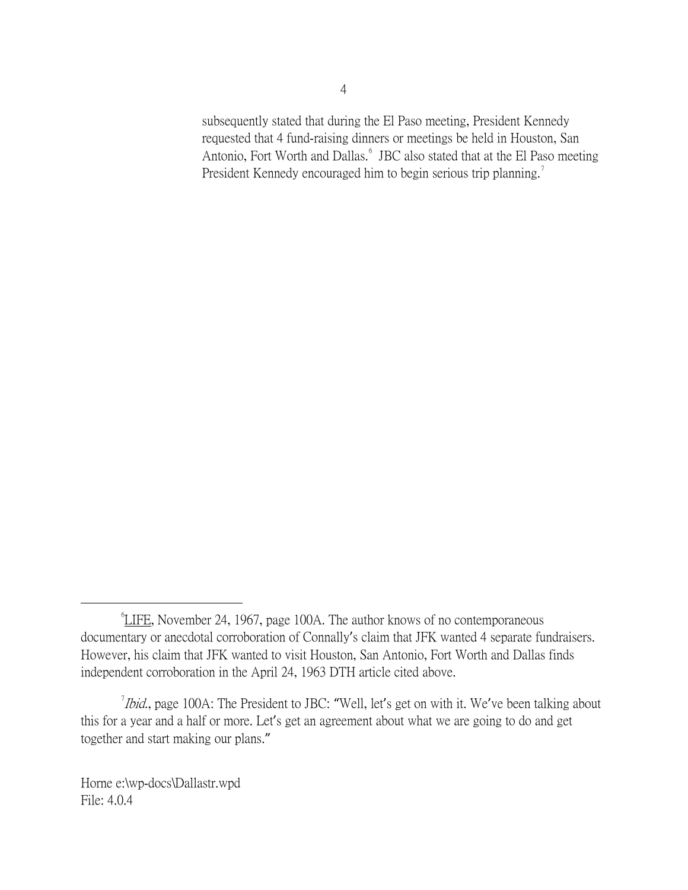subsequently stated that during the El Paso meeting, President Kennedy requested that 4 fund-raising dinners or meetings be held in Houston, San Antonio, Fort Worth and Dallas.[6] JBC also stated that at the El Paso meeting President Kennedy encouraged him to begin serious trip planning.[7]

---

[6] LIFE, November 24, 1967, page 100A. The author knows of no contemporaneous documentary or anecdotal corroboration of Connally's claim that JFK wanted 4 separate fundraisers. However, his claim that JFK wanted to visit Houston, San Antonio, Fort Worth and Dallas finds independent corroboration in the April 24, 1963 DTH article cited above.

[7] *Ibid.*, page 100A: The President to JBC: "Well, let's get on with it. We've been talking about this for a year and a half or more. Let's get an agreement about what we are going to do and get together and start making our plans."

Horne e:\wp-docs\Dallastr.wpd
File: 4.0.4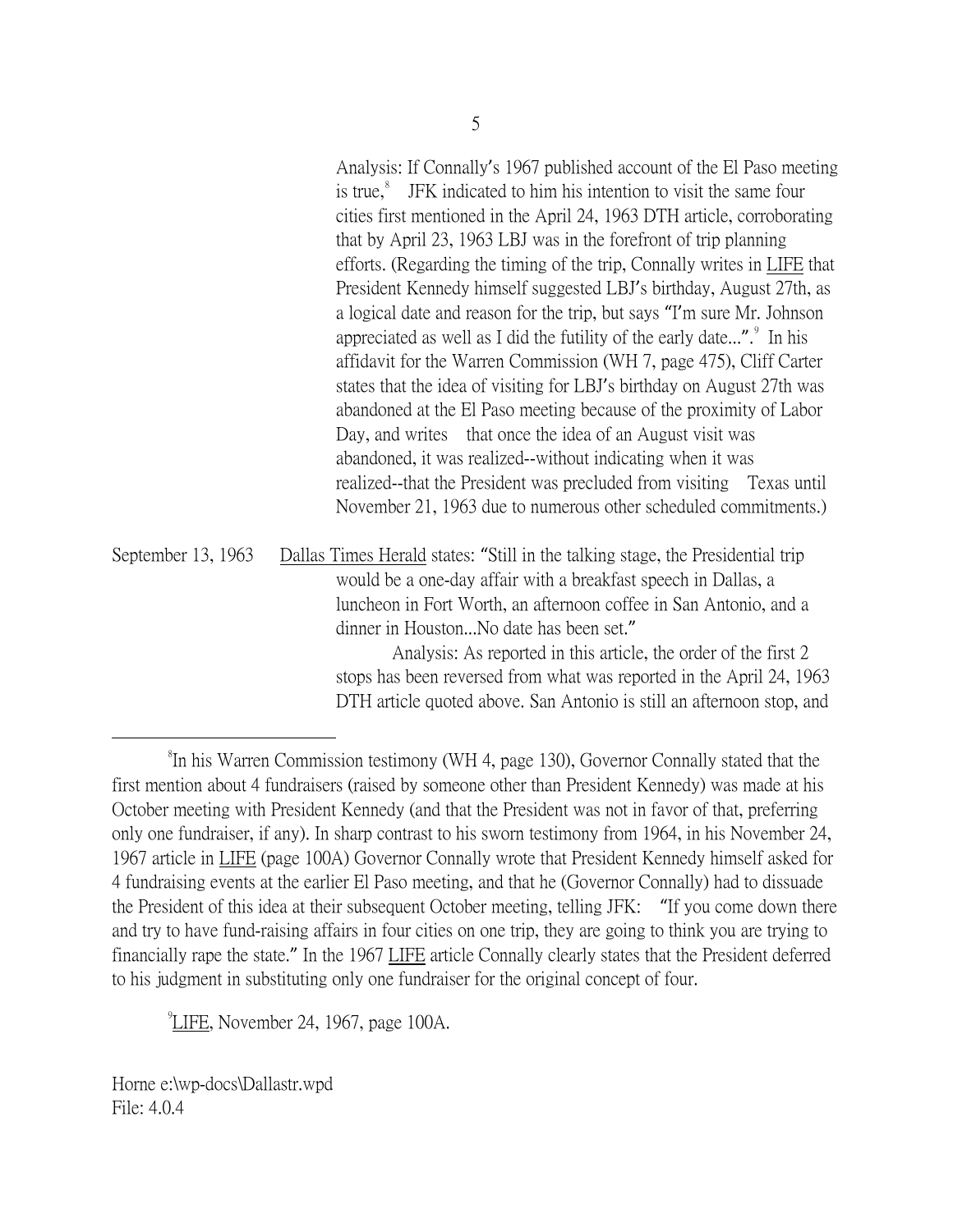Analysis: If Connally's 1967 published account of the El Paso meeting is true,[8] JFK indicated to him his intention to visit the same four cities first mentioned in the April 24, 1963 DTH article, corroborating that by April 23, 1963 LBJ was in the forefront of trip planning efforts. (Regarding the timing of the trip, Connally writes in LIFE that President Kennedy himself suggested LBJ's birthday, August 27th, as a logical date and reason for the trip, but says "I'm sure Mr. Johnson appreciated as well as I did the futility of the early date...".[9] In his affidavit for the Warren Commission (WH 7, page 475), Cliff Carter states that the idea of visiting for LBJ's birthday on August 27th was abandoned at the El Paso meeting because of the proximity of Labor Day, and writes that once the idea of an August visit was abandoned, it was realized--without indicating when it was realized--that the President was precluded from visiting Texas until November 21, 1963 due to numerous other scheduled commitments.)

September 13, 1963 — Dallas Times Herald states: "Still in the talking stage, the Presidential trip would be a one-day affair with a breakfast speech in Dallas, a luncheon in Fort Worth, an afternoon coffee in San Antonio, and a dinner in Houston...No date has been set."

Analysis: As reported in this article, the order of the first 2 stops has been reversed from what was reported in the April 24, 1963 DTH article quoted above. San Antonio is still an afternoon stop, and

---

[8] In his Warren Commission testimony (WH 4, page 130), Governor Connally stated that the first mention about 4 fundraisers (raised by someone other than President Kennedy) was made at his October meeting with President Kennedy (and that the President was not in favor of that, preferring only one fundraiser, if any). In sharp contrast to his sworn testimony from 1964, in his November 24, 1967 article in LIFE (page 100A) Governor Connally wrote that President Kennedy himself asked for 4 fundraising events at the earlier El Paso meeting, and that he (Governor Connally) had to dissuade the President of this idea at their subsequent October meeting, telling JFK: "If you come down there and try to have fund-raising affairs in four cities on one trip, they are going to think you are trying to financially rape the state." In the 1967 LIFE article Connally clearly states that the President deferred to his judgment in substituting only one fundraiser for the original concept of four.

[9] LIFE, November 24, 1967, page 100A.

Horne e:\wp-docs\Dallastr.wpd
File: 4.0.4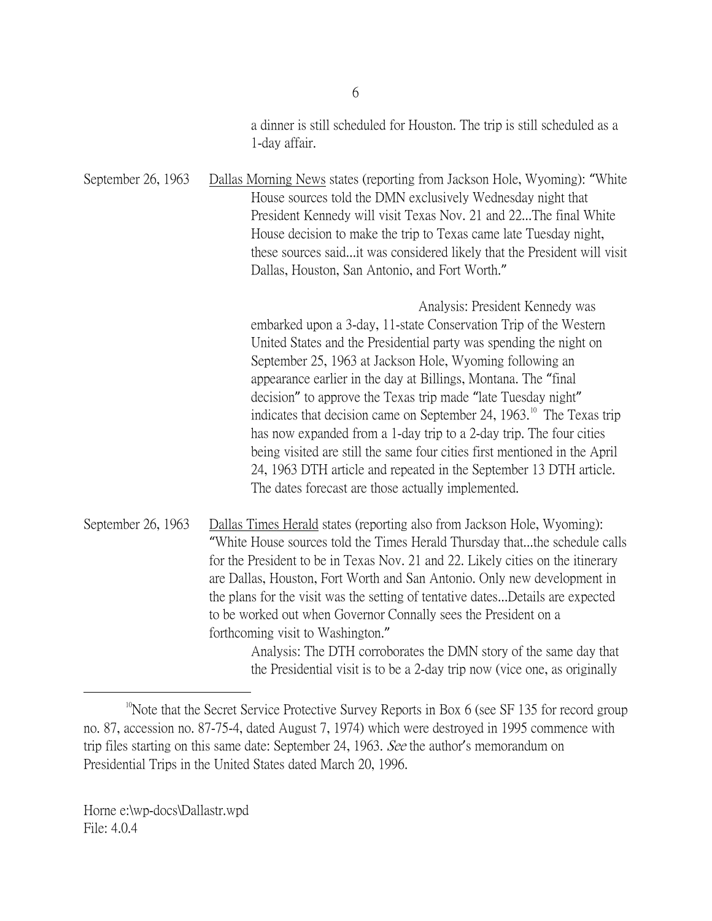a dinner is still scheduled for Houston. The trip is still scheduled as a 1-day affair.

September 26, 1963 Dallas Morning News states (reporting from Jackson Hole, Wyoming): "White House sources told the DMN exclusively Wednesday night that President Kennedy will visit Texas Nov. 21 and 22...The final White House decision to make the trip to Texas came late Tuesday night, these sources said...it was considered likely that the President will visit Dallas, Houston, San Antonio, and Fort Worth."

Analysis: President Kennedy was embarked upon a 3-day, 11-state Conservation Trip of the Western United States and the Presidential party was spending the night on September 25, 1963 at Jackson Hole, Wyoming following an appearance earlier in the day at Billings, Montana. The "final decision" to approve the Texas trip made "late Tuesday night" indicates that decision came on September 24, 1963.[10] The Texas trip has now expanded from a 1-day trip to a 2-day trip. The four cities being visited are still the same four cities first mentioned in the April 24, 1963 DTH article and repeated in the September 13 DTH article. The dates forecast are those actually implemented.

September 26, 1963 Dallas Times Herald states (reporting also from Jackson Hole, Wyoming): "White House sources told the Times Herald Thursday that...the schedule calls for the President to be in Texas Nov. 21 and 22. Likely cities on the itinerary are Dallas, Houston, Fort Worth and San Antonio. Only new development in the plans for the visit was the setting of tentative dates...Details are expected to be worked out when Governor Connally sees the President on a forthcoming visit to Washington."

Analysis: The DTH corroborates the DMN story of the same day that the Presidential visit is to be a 2-day trip now (vice one, as originally

---

[10] Note that the Secret Service Protective Survey Reports in Box 6 (see SF 135 for record group no. 87, accession no. 87-75-4, dated August 7, 1974) which were destroyed in 1995 commence with trip files starting on this same date: September 24, 1963. *See* the author's memorandum on Presidential Trips in the United States dated March 20, 1996.

Horne e:\wp-docs\Dallastr.wpd
File: 4.0.4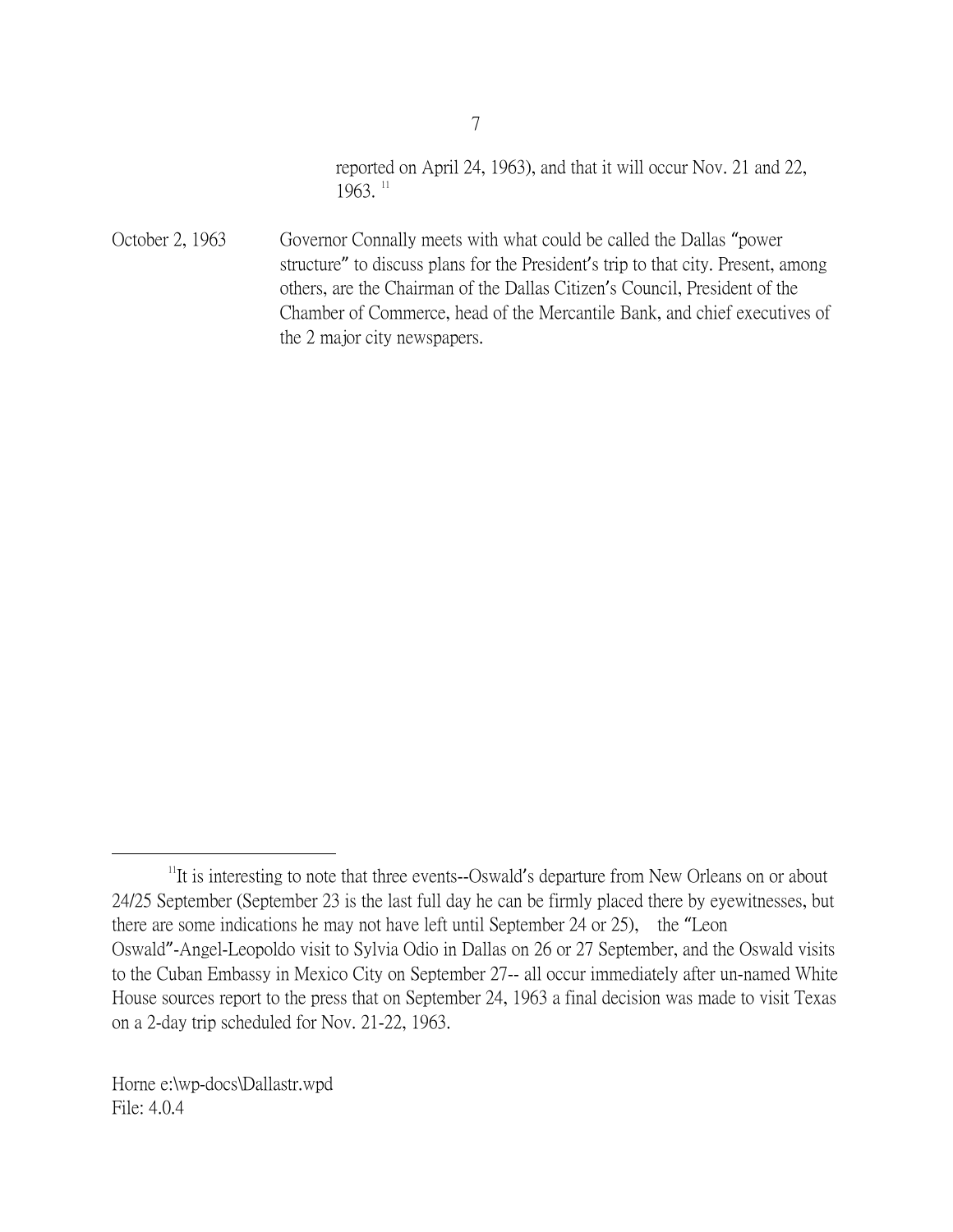reported on April 24, 1963), and that it will occur Nov. 21 and 22, 1963.[11]

October 2, 1963 — Governor Connally meets with what could be called the Dallas "power structure" to discuss plans for the President's trip to that city. Present, among others, are the Chairman of the Dallas Citizen's Council, President of the Chamber of Commerce, head of the Mercantile Bank, and chief executives of the 2 major city newspapers.

---

[11] It is interesting to note that three events--Oswald's departure from New Orleans on or about 24/25 September (September 23 is the last full day he can be firmly placed there by eyewitnesses, but there are some indications he may not have left until September 24 or 25), the "Leon Oswald"-Angel-Leopoldo visit to Sylvia Odio in Dallas on 26 or 27 September, and the Oswald visits to the Cuban Embassy in Mexico City on September 27-- all occur immediately after un-named White House sources report to the press that on September 24, 1963 a final decision was made to visit Texas on a 2-day trip scheduled for Nov. 21-22, 1963.

Horne e:\wp-docs\Dallastr.wpd
File: 4.0.4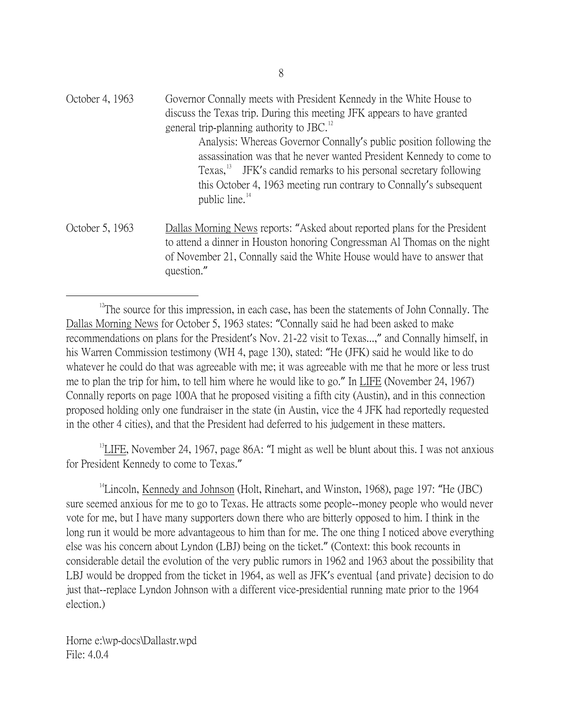October 4, 1963 — Governor Connally meets with President Kennedy in the White House to discuss the Texas trip. During this meeting JFK appears to have granted general trip-planning authority to JBC.[12]

> Analysis: Whereas Governor Connally's public position following the assassination was that he never wanted President Kennedy to come to Texas,[13] JFK's candid remarks to his personal secretary following this October 4, 1963 meeting run contrary to Connally's subsequent public line.[14]

October 5, 1963 — Dallas Morning News reports: "Asked about reported plans for the President to attend a dinner in Houston honoring Congressman Al Thomas on the night of November 21, Connally said the White House would have to answer that question."

---

[12]The source for this impression, in each case, has been the statements of John Connally. The Dallas Morning News for October 5, 1963 states: "Connally said he had been asked to make recommendations on plans for the President's Nov. 21-22 visit to Texas...," and Connally himself, in his Warren Commission testimony (WH 4, page 130), stated: "He (JFK) said he would like to do whatever he could do that was agreeable with me; it was agreeable with me that he more or less trust me to plan the trip for him, to tell him where he would like to go." In LIFE (November 24, 1967) Connally reports on page 100A that he proposed visiting a fifth city (Austin), and in this connection proposed holding only one fundraiser in the state (in Austin, vice the 4 JFK had reportedly requested in the other 4 cities), and that the President had deferred to his judgement in these matters.

[13]LIFE, November 24, 1967, page 86A: "I might as well be blunt about this. I was not anxious for President Kennedy to come to Texas."

[14]Lincoln, Kennedy and Johnson (Holt, Rinehart, and Winston, 1968), page 197: "He (JBC) sure seemed anxious for me to go to Texas. He attracts some people--money people who would never vote for me, but I have many supporters down there who are bitterly opposed to him. I think in the long run it would be more advantageous to him than for me. The one thing I noticed above everything else was his concern about Lyndon (LBJ) being on the ticket." (Context: this book recounts in considerable detail the evolution of the very public rumors in 1962 and 1963 about the possibility that LBJ would be dropped from the ticket in 1964, as well as JFK's eventual {and private} decision to do just that--replace Lyndon Johnson with a different vice-presidential running mate prior to the 1964 election.)

Horne e:\wp-docs\Dallastr.wpd
File: 4.0.4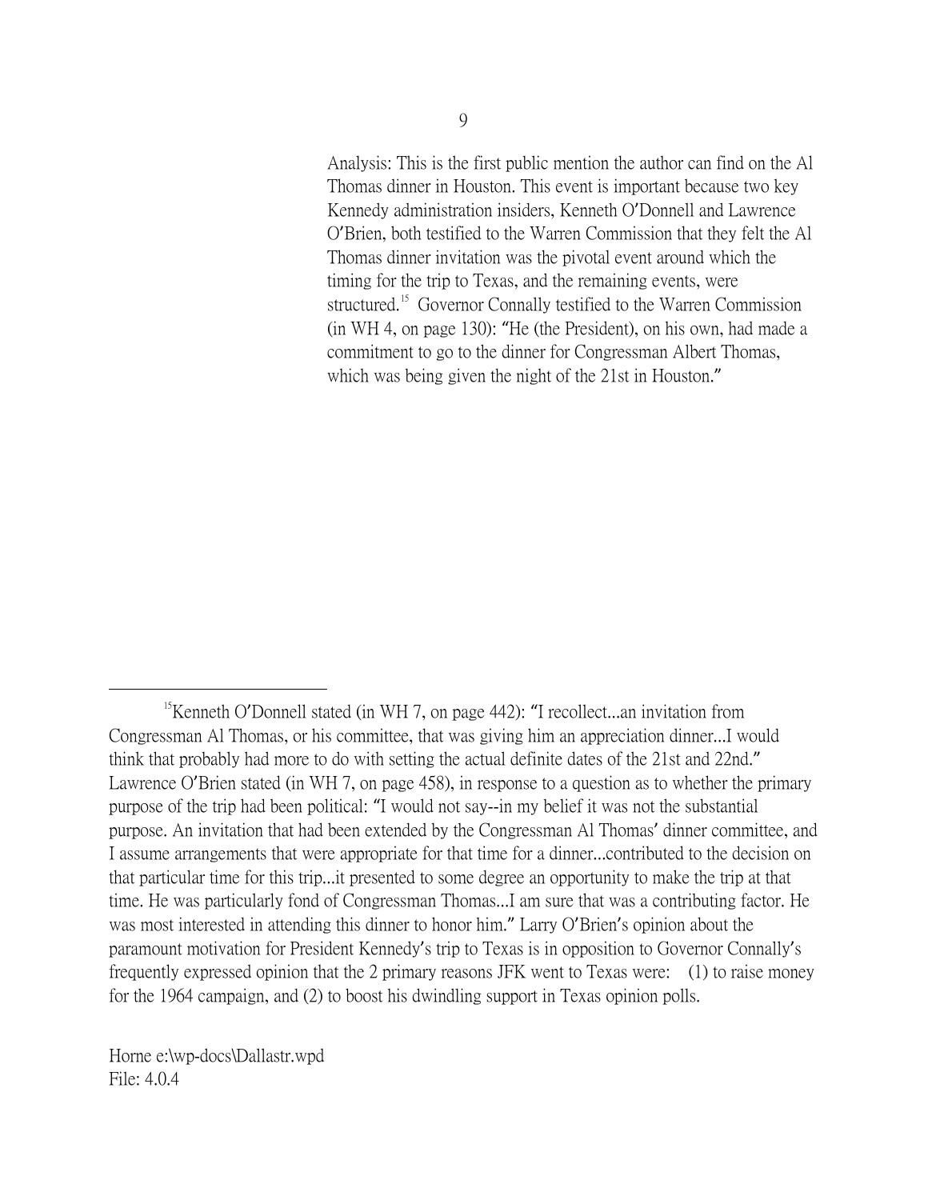Analysis: This is the first public mention the author can find on the Al Thomas dinner in Houston. This event is important because two key Kennedy administration insiders, Kenneth O'Donnell and Lawrence O'Brien, both testified to the Warren Commission that they felt the Al Thomas dinner invitation was the pivotal event around which the timing for the trip to Texas, and the remaining events, were structured.[15] Governor Connally testified to the Warren Commission (in WH 4, on page 130): "He (the President), on his own, had made a commitment to go to the dinner for Congressman Albert Thomas, which was being given the night of the 21st in Houston."

---

[15]Kenneth O'Donnell stated (in WH 7, on page 442): "I recollect...an invitation from Congressman Al Thomas, or his committee, that was giving him an appreciation dinner...I would think that probably had more to do with setting the actual definite dates of the 21st and 22nd." Lawrence O'Brien stated (in WH 7, on page 458), in response to a question as to whether the primary purpose of the trip had been political: "I would not say--in my belief it was not the substantial purpose. An invitation that had been extended by the Congressman Al Thomas' dinner committee, and I assume arrangements that were appropriate for that time for a dinner...contributed to the decision on that particular time for this trip...it presented to some degree an opportunity to make the trip at that time. He was particularly fond of Congressman Thomas...I am sure that was a contributing factor. He was most interested in attending this dinner to honor him." Larry O'Brien's opinion about the paramount motivation for President Kennedy's trip to Texas is in opposition to Governor Connally's frequently expressed opinion that the 2 primary reasons JFK went to Texas were: (1) to raise money for the 1964 campaign, and (2) to boost his dwindling support in Texas opinion polls.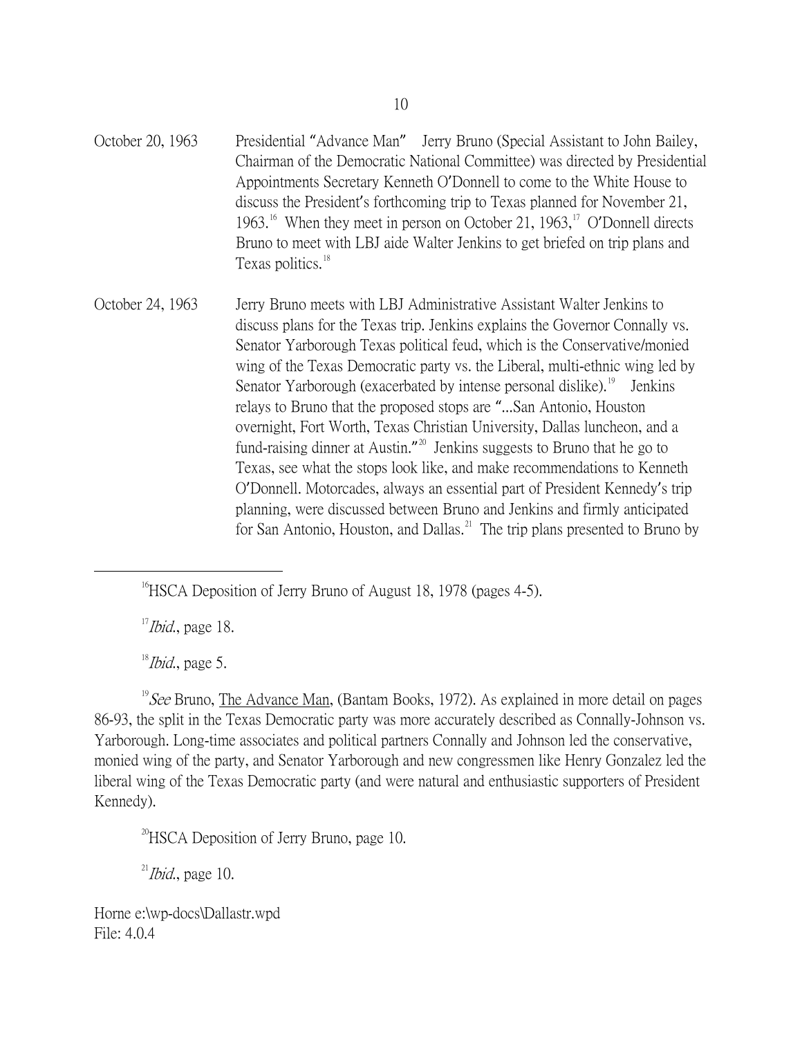October 20, 1963 Presidential "Advance Man" Jerry Bruno (Special Assistant to John Bailey, Chairman of the Democratic National Committee) was directed by Presidential Appointments Secretary Kenneth O'Donnell to come to the White House to discuss the President's forthcoming trip to Texas planned for November 21, 1963.[16] When they meet in person on October 21, 1963,[17] O'Donnell directs Bruno to meet with LBJ aide Walter Jenkins to get briefed on trip plans and Texas politics.[18]

October 24, 1963 Jerry Bruno meets with LBJ Administrative Assistant Walter Jenkins to discuss plans for the Texas trip. Jenkins explains the Governor Connally vs. Senator Yarborough Texas political feud, which is the Conservative/monied wing of the Texas Democratic party vs. the Liberal, multi-ethnic wing led by Senator Yarborough (exacerbated by intense personal dislike).[19] Jenkins relays to Bruno that the proposed stops are "...San Antonio, Houston overnight, Fort Worth, Texas Christian University, Dallas luncheon, and a fund-raising dinner at Austin."[20] Jenkins suggests to Bruno that he go to Texas, see what the stops look like, and make recommendations to Kenneth O'Donnell. Motorcades, always an essential part of President Kennedy's trip planning, were discussed between Bruno and Jenkins and firmly anticipated for San Antonio, Houston, and Dallas.[21] The trip plans presented to Bruno by

---

[16]HSCA Deposition of Jerry Bruno of August 18, 1978 (pages 4-5).

[17]*Ibid.*, page 18.

[18]*Ibid.*, page 5.

[19]*See* Bruno, The Advance Man, (Bantam Books, 1972). As explained in more detail on pages 86-93, the split in the Texas Democratic party was more accurately described as Connally-Johnson vs. Yarborough. Long-time associates and political partners Connally and Johnson led the conservative, monied wing of the party, and Senator Yarborough and new congressmen like Henry Gonzalez led the liberal wing of the Texas Democratic party (and were natural and enthusiastic supporters of President Kennedy).

[20]HSCA Deposition of Jerry Bruno, page 10.

[21]*Ibid.*, page 10.

Horne e:\wp-docs\Dallastr.wpd
File: 4.0.4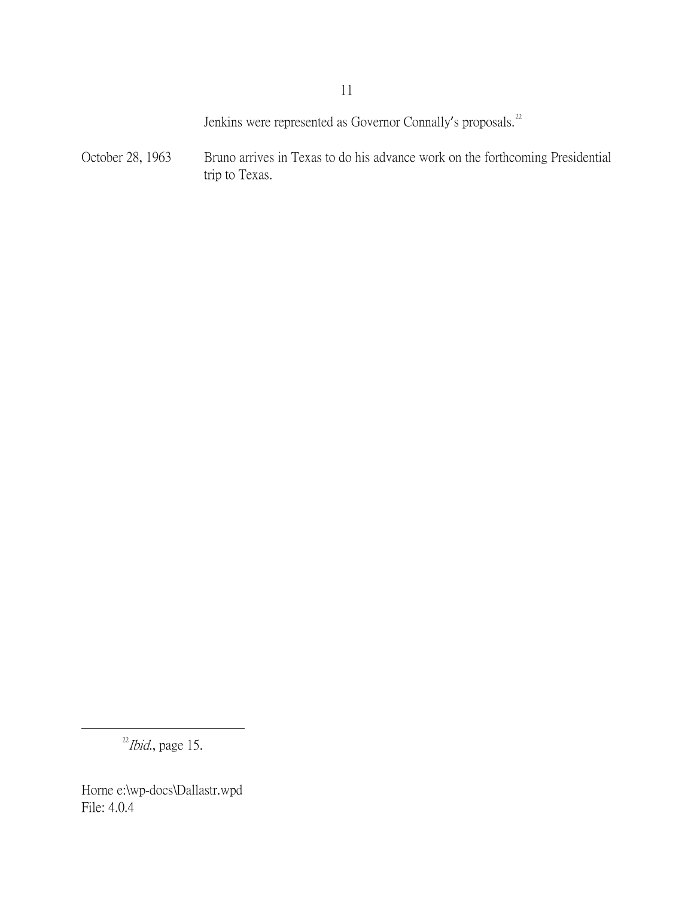Jenkins were represented as Governor Connally's proposals.[22]

October 28, 1963 Bruno arrives in Texas to do his advance work on the forthcoming Presidential trip to Texas.

[22] *Ibid.*, page 15.

Horne e:\wp-docs\Dallastr.wpd
File: 4.0.4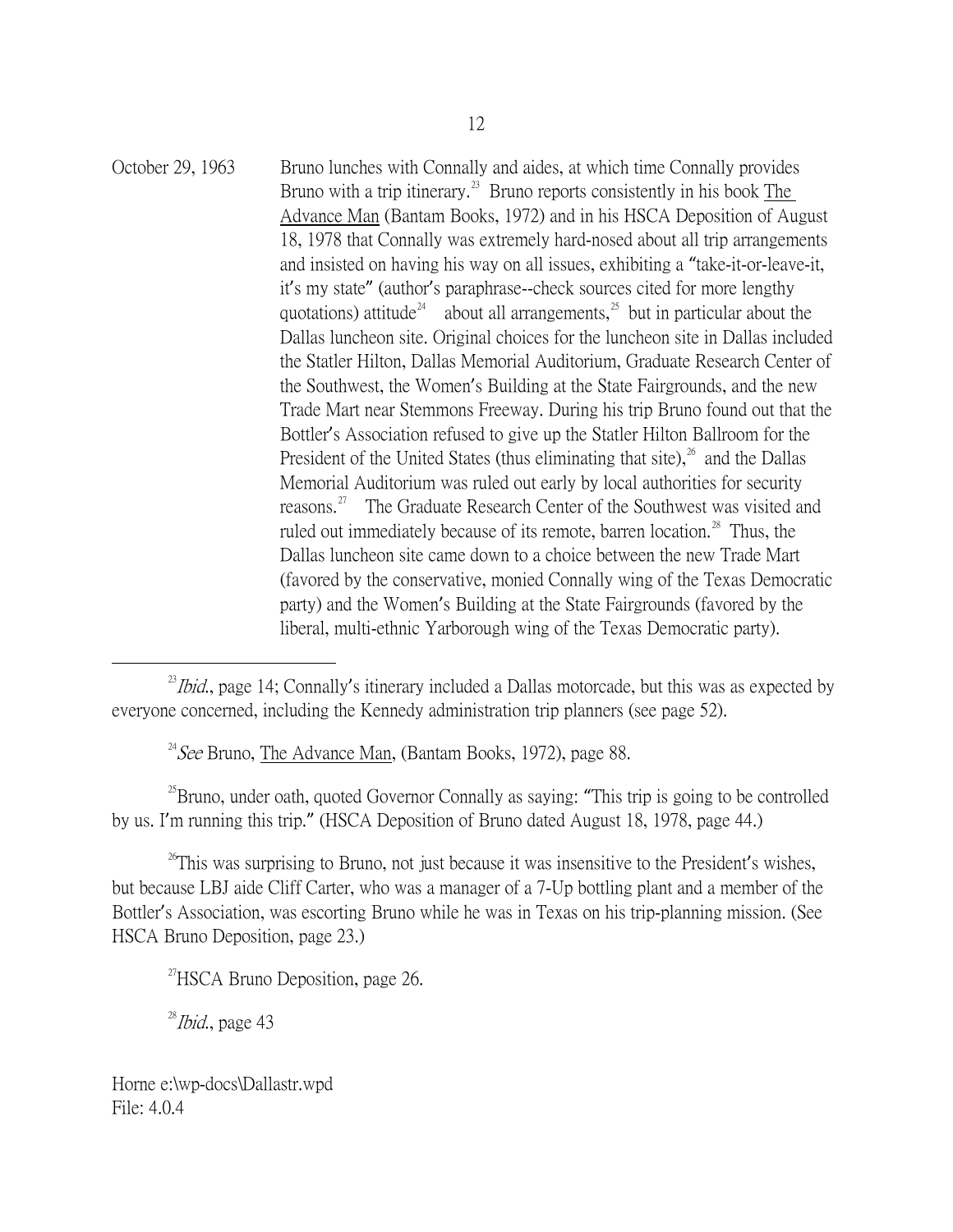October 29, 1963 Bruno lunches with Connally and aides, at which time Connally provides Bruno with a trip itinerary.[23] Bruno reports consistently in his book The Advance Man (Bantam Books, 1972) and in his HSCA Deposition of August 18, 1978 that Connally was extremely hard-nosed about all trip arrangements and insisted on having his way on all issues, exhibiting a "take-it-or-leave-it, it's my state" (author's paraphrase--check sources cited for more lengthy quotations) attitude[24] about all arrangements,[25] but in particular about the Dallas luncheon site. Original choices for the luncheon site in Dallas included the Statler Hilton, Dallas Memorial Auditorium, Graduate Research Center of the Southwest, the Women's Building at the State Fairgrounds, and the new Trade Mart near Stemmons Freeway. During his trip Bruno found out that the Bottler's Association refused to give up the Statler Hilton Ballroom for the President of the United States (thus eliminating that site),[26] and the Dallas Memorial Auditorium was ruled out early by local authorities for security reasons.[27] The Graduate Research Center of the Southwest was visited and ruled out immediately because of its remote, barren location.[28] Thus, the Dallas luncheon site came down to a choice between the new Trade Mart (favored by the conservative, monied Connally wing of the Texas Democratic party) and the Women's Building at the State Fairgrounds (favored by the liberal, multi-ethnic Yarborough wing of the Texas Democratic party).

---

[23] *Ibid.*, page 14; Connally's itinerary included a Dallas motorcade, but this was as expected by everyone concerned, including the Kennedy administration trip planners (see page 52).

[24] *See* Bruno, The Advance Man, (Bantam Books, 1972), page 88.

[25] Bruno, under oath, quoted Governor Connally as saying: "This trip is going to be controlled by us. I'm running this trip." (HSCA Deposition of Bruno dated August 18, 1978, page 44.)

[26] This was surprising to Bruno, not just because it was insensitive to the President's wishes, but because LBJ aide Cliff Carter, who was a manager of a 7-Up bottling plant and a member of the Bottler's Association, was escorting Bruno while he was in Texas on his trip-planning mission. (See HSCA Bruno Deposition, page 23.)

[27] HSCA Bruno Deposition, page 26.

[28] *Ibid.*, page 43

Horne e:\wp-docs\Dallastr.wpd
File: 4.0.4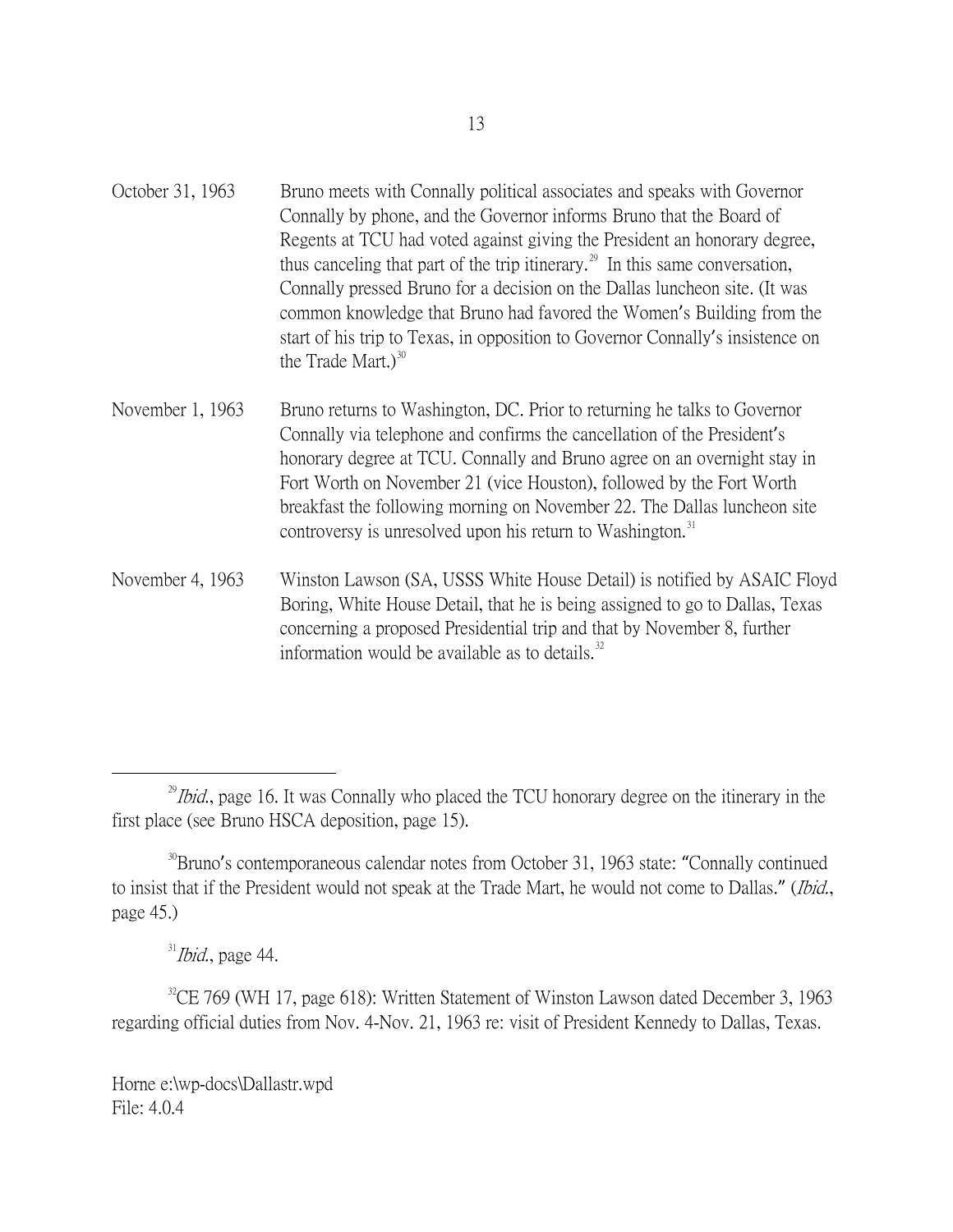| | |
|---|---|
| October 31, 1963 | Bruno meets with Connally political associates and speaks with Governor Connally by phone, and the Governor informs Bruno that the Board of Regents at TCU had voted against giving the President an honorary degree, thus canceling that part of the trip itinerary.[29] In this same conversation, Connally pressed Bruno for a decision on the Dallas luncheon site. (It was common knowledge that Bruno had favored the Women's Building from the start of his trip to Texas, in opposition to Governor Connally's insistence on the Trade Mart.)[30] |
| November 1, 1963 | Bruno returns to Washington, DC. Prior to returning he talks to Governor Connally via telephone and confirms the cancellation of the President's honorary degree at TCU. Connally and Bruno agree on an overnight stay in Fort Worth on November 21 (vice Houston), followed by the Fort Worth breakfast the following morning on November 22. The Dallas luncheon site controversy is unresolved upon his return to Washington.[31] |
| November 4, 1963 | Winston Lawson (SA, USSS White House Detail) is notified by ASAIC Floyd Boring, White House Detail, that he is being assigned to go to Dallas, Texas concerning a proposed Presidential trip and that by November 8, further information would be available as to details.[32] |

---

[29] *Ibid.*, page 16. It was Connally who placed the TCU honorary degree on the itinerary in the first place (see Bruno HSCA deposition, page 15).

[30] Bruno's contemporaneous calendar notes from October 31, 1963 state: "Connally continued to insist that if the President would not speak at the Trade Mart, he would not come to Dallas." (*Ibid.*, page 45.)

[31] *Ibid.*, page 44.

[32] CE 769 (WH 17, page 618): Written Statement of Winston Lawson dated December 3, 1963 regarding official duties from Nov. 4-Nov. 21, 1963 re: visit of President Kennedy to Dallas, Texas.

Horne e:\wp-docs\Dallastr.wpd
File: 4.0.4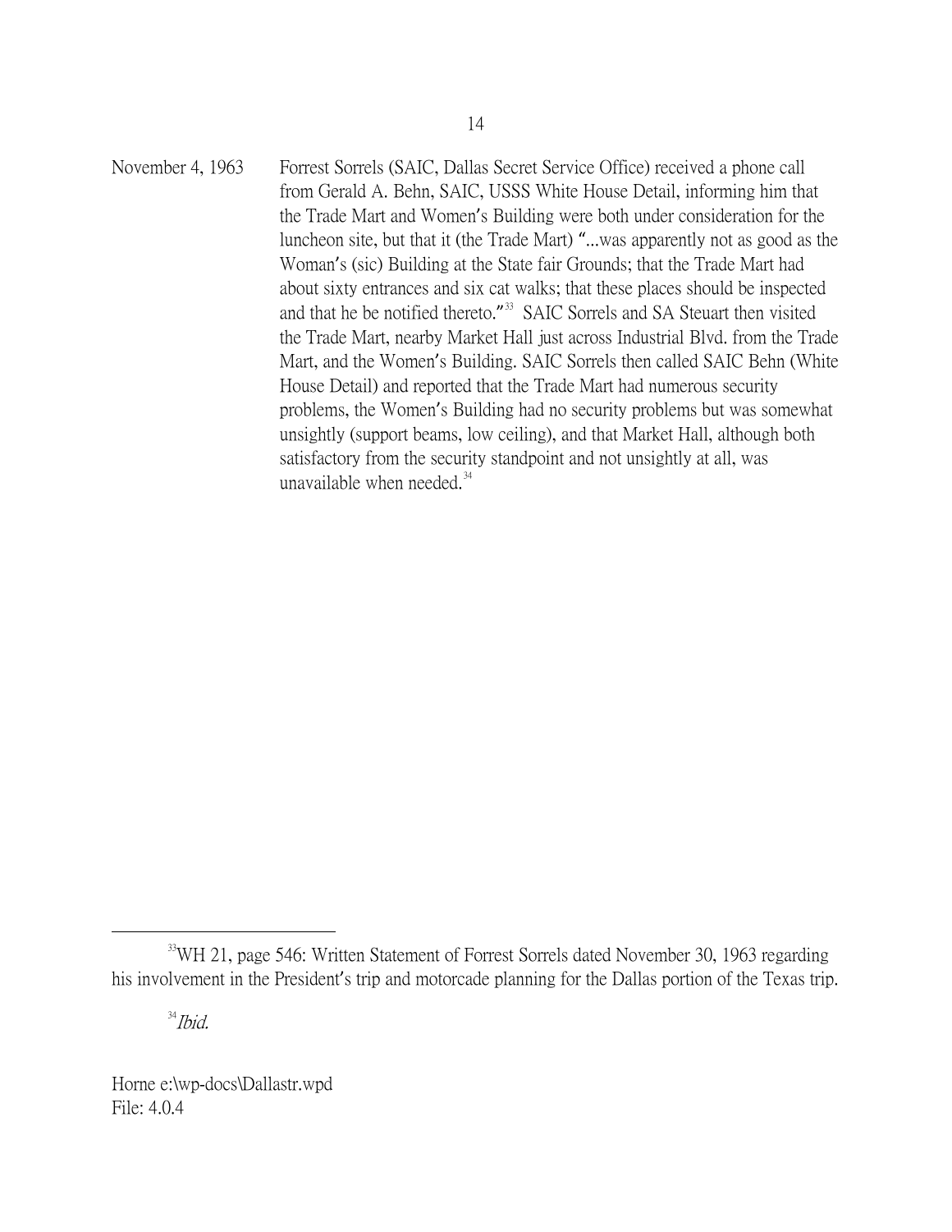November 4, 1963 Forrest Sorrels (SAIC, Dallas Secret Service Office) received a phone call from Gerald A. Behn, SAIC, USSS White House Detail, informing him that the Trade Mart and Women's Building were both under consideration for the luncheon site, but that it (the Trade Mart) "...was apparently not as good as the Woman's (sic) Building at the State fair Grounds; that the Trade Mart had about sixty entrances and six cat walks; that these places should be inspected and that he be notified thereto."[33] SAIC Sorrels and SA Steuart then visited the Trade Mart, nearby Market Hall just across Industrial Blvd. from the Trade Mart, and the Women's Building. SAIC Sorrels then called SAIC Behn (White House Detail) and reported that the Trade Mart had numerous security problems, the Women's Building had no security problems but was somewhat unsightly (support beams, low ceiling), and that Market Hall, although both satisfactory from the security standpoint and not unsightly at all, was unavailable when needed.[34]

---

[33] WH 21, page 546: Written Statement of Forrest Sorrels dated November 30, 1963 regarding his involvement in the President's trip and motorcade planning for the Dallas portion of the Texas trip.

[34] *Ibid.*

Horne e:\wp-docs\Dallastr.wpd
File: 4.0.4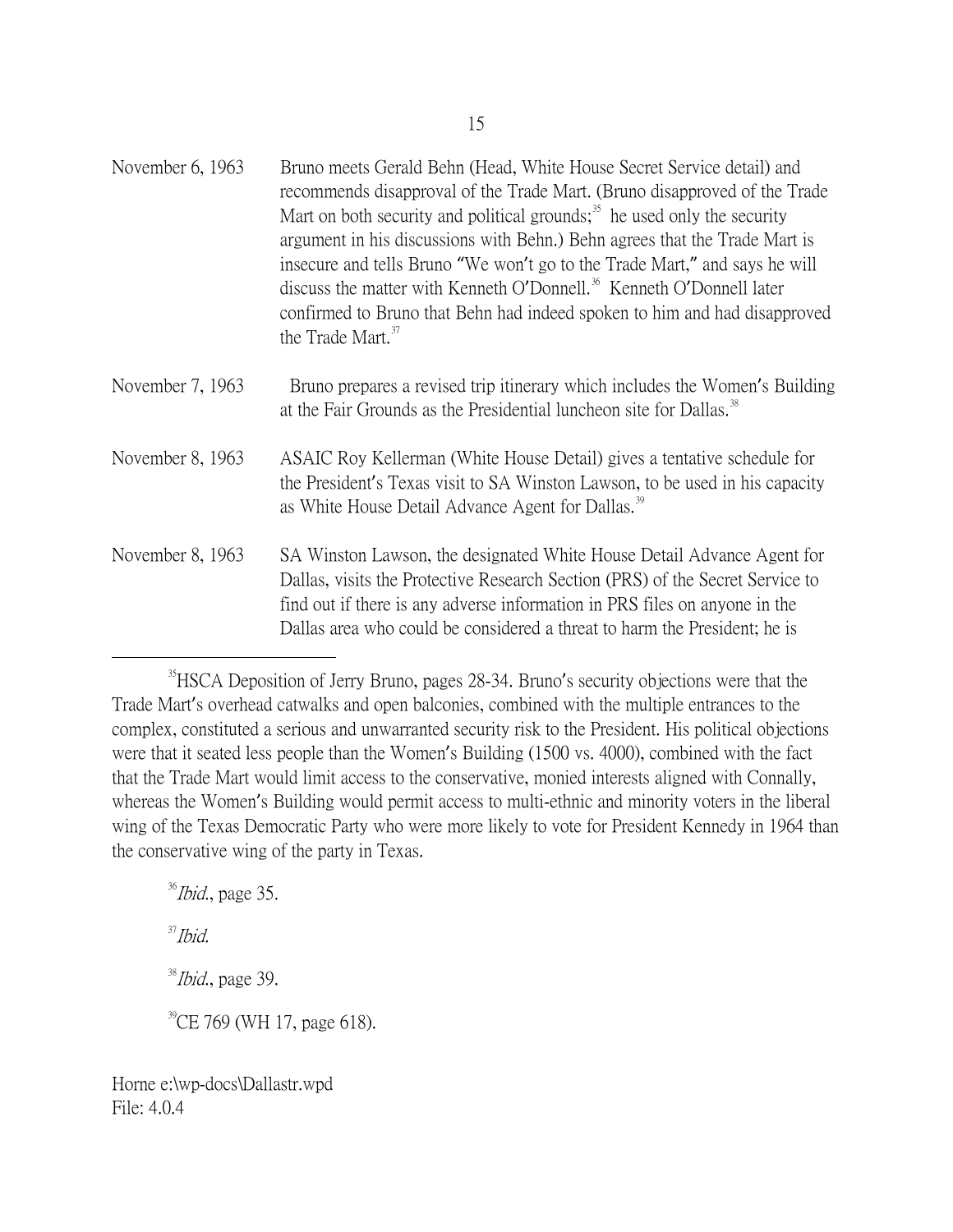| | |
|---|---|
| November 6, 1963 | Bruno meets Gerald Behn (Head, White House Secret Service detail) and recommends disapproval of the Trade Mart. (Bruno disapproved of the Trade Mart on both security and political grounds;[35] he used only the security argument in his discussions with Behn.) Behn agrees that the Trade Mart is insecure and tells Bruno "We won't go to the Trade Mart," and says he will discuss the matter with Kenneth O'Donnell.[36] Kenneth O'Donnell later confirmed to Bruno that Behn had indeed spoken to him and had disapproved the Trade Mart.[37] |
| November 7, 1963 | Bruno prepares a revised trip itinerary which includes the Women's Building at the Fair Grounds as the Presidential luncheon site for Dallas.[38] |
| November 8, 1963 | ASAIC Roy Kellerman (White House Detail) gives a tentative schedule for the President's Texas visit to SA Winston Lawson, to be used in his capacity as White House Detail Advance Agent for Dallas.[39] |
| November 8, 1963 | SA Winston Lawson, the designated White House Detail Advance Agent for Dallas, visits the Protective Research Section (PRS) of the Secret Service to find out if there is any adverse information in PRS files on anyone in the Dallas area who could be considered a threat to harm the President; he is |

---

[35] HSCA Deposition of Jerry Bruno, pages 28-34. Bruno's security objections were that the Trade Mart's overhead catwalks and open balconies, combined with the multiple entrances to the complex, constituted a serious and unwarranted security risk to the President. His political objections were that it seated less people than the Women's Building (1500 vs. 4000), combined with the fact that the Trade Mart would limit access to the conservative, monied interests aligned with Connally, whereas the Women's Building would permit access to multi-ethnic and minority voters in the liberal wing of the Texas Democratic Party who were more likely to vote for President Kennedy in 1964 than the conservative wing of the party in Texas.

[36] *Ibid.*, page 35.

[37] *Ibid.*

[38] *Ibid.*, page 39.

[39] CE 769 (WH 17, page 618).

Horne e:\wp-docs\Dallastr.wpd
File: 4.0.4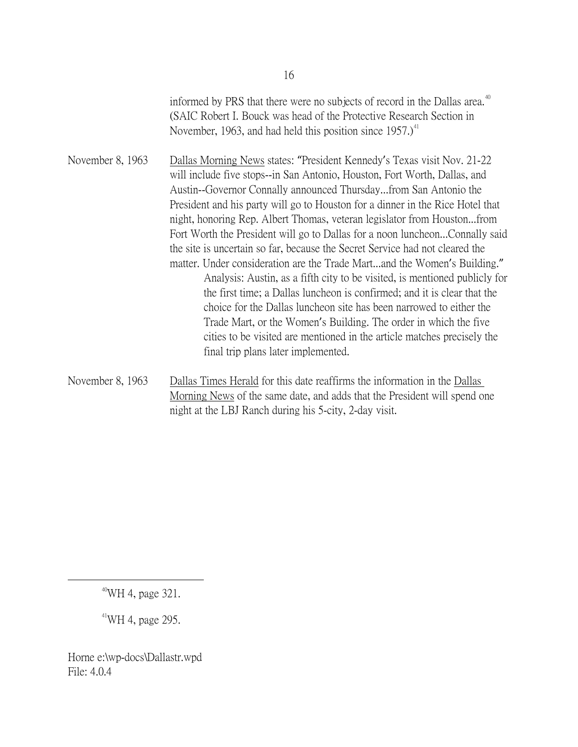informed by PRS that there were no subjects of record in the Dallas area.[40] (SAIC Robert I. Bouck was head of the Protective Research Section in November, 1963, and had held this position since 1957.)[41]

November 8, 1963 — Dallas Morning News states: "President Kennedy's Texas visit Nov. 21-22 will include five stops--in San Antonio, Houston, Fort Worth, Dallas, and Austin--Governor Connally announced Thursday...from San Antonio the President and his party will go to Houston for a dinner in the Rice Hotel that night, honoring Rep. Albert Thomas, veteran legislator from Houston...from Fort Worth the President will go to Dallas for a noon luncheon...Connally said the site is uncertain so far, because the Secret Service had not cleared the matter. Under consideration are the Trade Mart...and the Women's Building."

> Analysis: Austin, as a fifth city to be visited, is mentioned publicly for the first time; a Dallas luncheon is confirmed; and it is clear that the choice for the Dallas luncheon site has been narrowed to either the Trade Mart, or the Women's Building. The order in which the five cities to be visited are mentioned in the article matches precisely the final trip plans later implemented.

November 8, 1963 — Dallas Times Herald for this date reaffirms the information in the Dallas Morning News of the same date, and adds that the President will spend one night at the LBJ Ranch during his 5-city, 2-day visit.

---

[40] WH 4, page 321.

[41] WH 4, page 295.

Horne e:\wp-docs\Dallastr.wpd
File: 4.0.4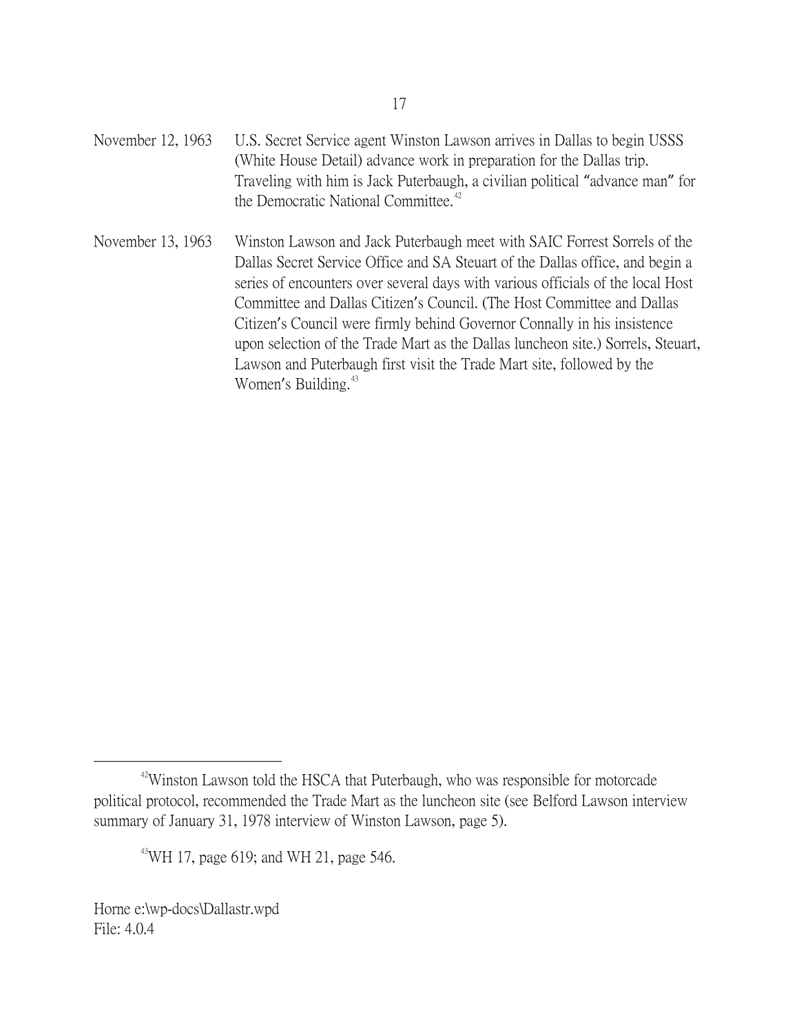November 12, 1963 U.S. Secret Service agent Winston Lawson arrives in Dallas to begin USSS (White House Detail) advance work in preparation for the Dallas trip. Traveling with him is Jack Puterbaugh, a civilian political "advance man" for the Democratic National Committee.[42]

November 13, 1963 Winston Lawson and Jack Puterbaugh meet with SAIC Forrest Sorrels of the Dallas Secret Service Office and SA Steuart of the Dallas office, and begin a series of encounters over several days with various officials of the local Host Committee and Dallas Citizen's Council. (The Host Committee and Dallas Citizen's Council were firmly behind Governor Connally in his insistence upon selection of the Trade Mart as the Dallas luncheon site.) Sorrels, Steuart, Lawson and Puterbaugh first visit the Trade Mart site, followed by the Women's Building.[43]

---

[42] Winston Lawson told the HSCA that Puterbaugh, who was responsible for motorcade political protocol, recommended the Trade Mart as the luncheon site (see Belford Lawson interview summary of January 31, 1978 interview of Winston Lawson, page 5).

[43] WH 17, page 619; and WH 21, page 546.

Horne e:\wp-docs\Dallastr.wpd
File: 4.0.4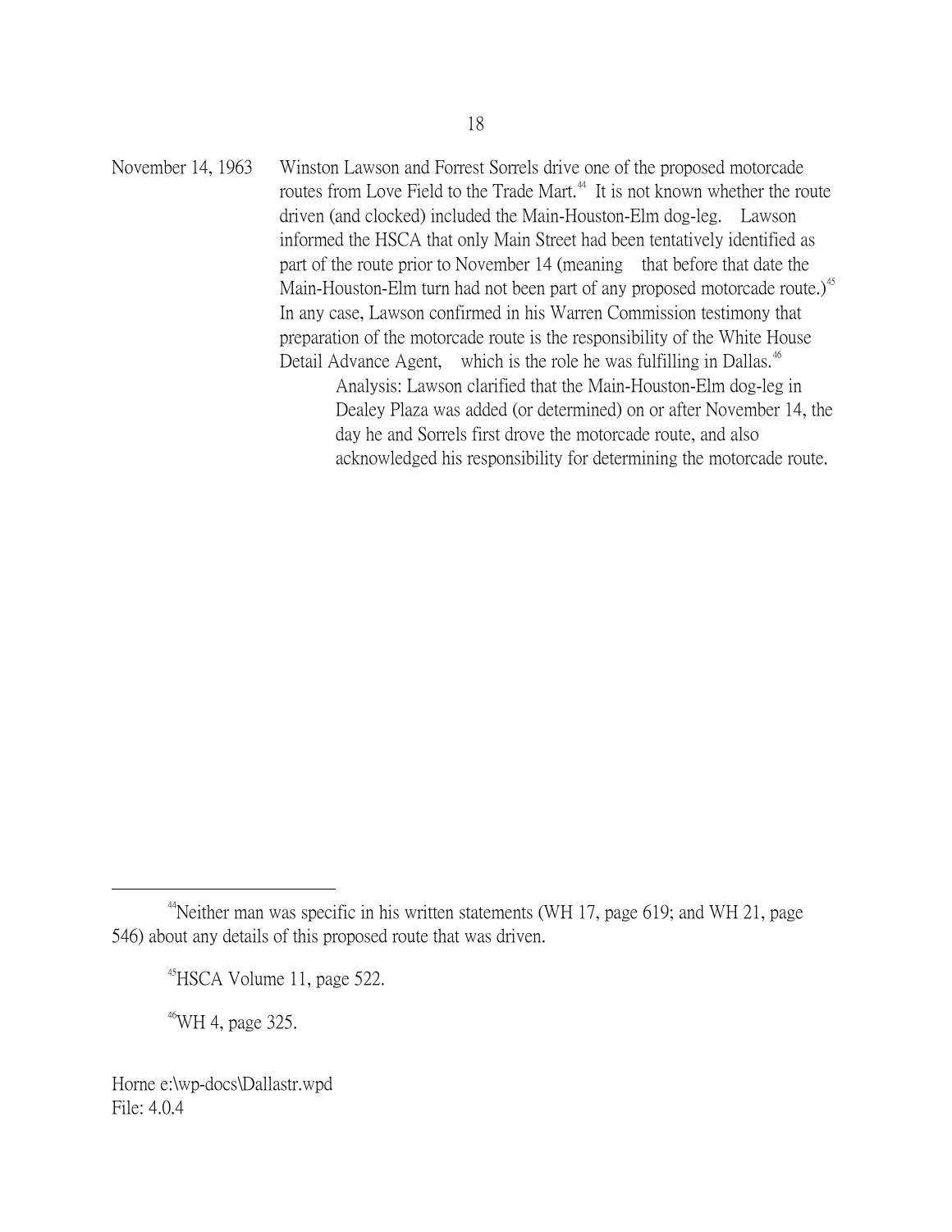November 14, 1963 Winston Lawson and Forrest Sorrels drive one of the proposed motorcade routes from Love Field to the Trade Mart.[44] It is not known whether the route driven (and clocked) included the Main-Houston-Elm dog-leg. Lawson informed the HSCA that only Main Street had been tentatively identified as part of the route prior to November 14 (meaning that before that date the Main-Houston-Elm turn had not been part of any proposed motorcade route.)[45] In any case, Lawson confirmed in his Warren Commission testimony that preparation of the motorcade route is the responsibility of the White House Detail Advance Agent, which is the role he was fulfilling in Dallas.[46]

> Analysis: Lawson clarified that the Main-Houston-Elm dog-leg in Dealey Plaza was added (or determined) on or after November 14, the day he and Sorrels first drove the motorcade route, and also acknowledged his responsibility for determining the motorcade route.

---

[44] Neither man was specific in his written statements (WH 17, page 619; and WH 21, page 546) about any details of this proposed route that was driven.

[45] HSCA Volume 11, page 522.

[46] WH 4, page 325.

Horne e:\wp-docs\Dallastr.wpd
File: 4.0.4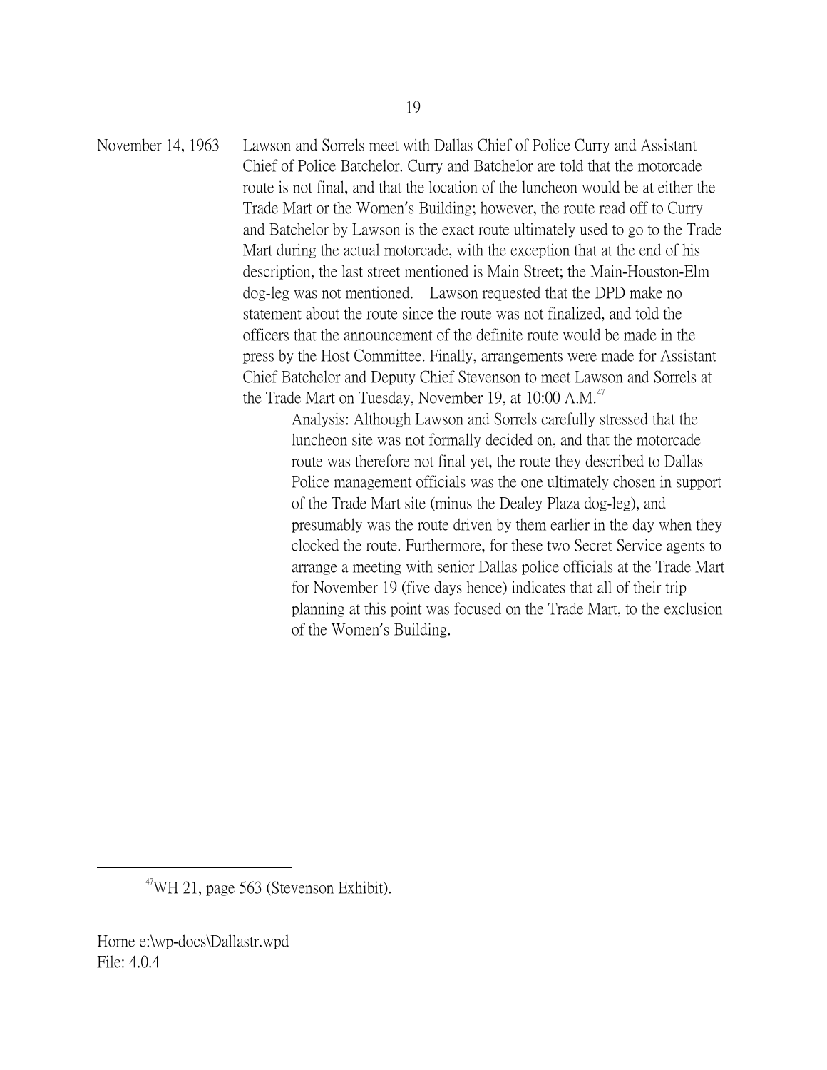November 14, 1963 Lawson and Sorrels meet with Dallas Chief of Police Curry and Assistant Chief of Police Batchelor. Curry and Batchelor are told that the motorcade route is not final, and that the location of the luncheon would be at either the Trade Mart or the Women's Building; however, the route read off to Curry and Batchelor by Lawson is the exact route ultimately used to go to the Trade Mart during the actual motorcade, with the exception that at the end of his description, the last street mentioned is Main Street; the Main-Houston-Elm dog-leg was not mentioned. Lawson requested that the DPD make no statement about the route since the route was not finalized, and told the officers that the announcement of the definite route would be made in the press by the Host Committee. Finally, arrangements were made for Assistant Chief Batchelor and Deputy Chief Stevenson to meet Lawson and Sorrels at the Trade Mart on Tuesday, November 19, at 10:00 A.M.[47]

> Analysis: Although Lawson and Sorrels carefully stressed that the luncheon site was not formally decided on, and that the motorcade route was therefore not final yet, the route they described to Dallas Police management officials was the one ultimately chosen in support of the Trade Mart site (minus the Dealey Plaza dog-leg), and presumably was the route driven by them earlier in the day when they clocked the route. Furthermore, for these two Secret Service agents to arrange a meeting with senior Dallas police officials at the Trade Mart for November 19 (five days hence) indicates that all of their trip planning at this point was focused on the Trade Mart, to the exclusion of the Women's Building.

---

[47] WH 21, page 563 (Stevenson Exhibit).

Horne e:\wp-docs\Dallastr.wpd
File: 4.0.4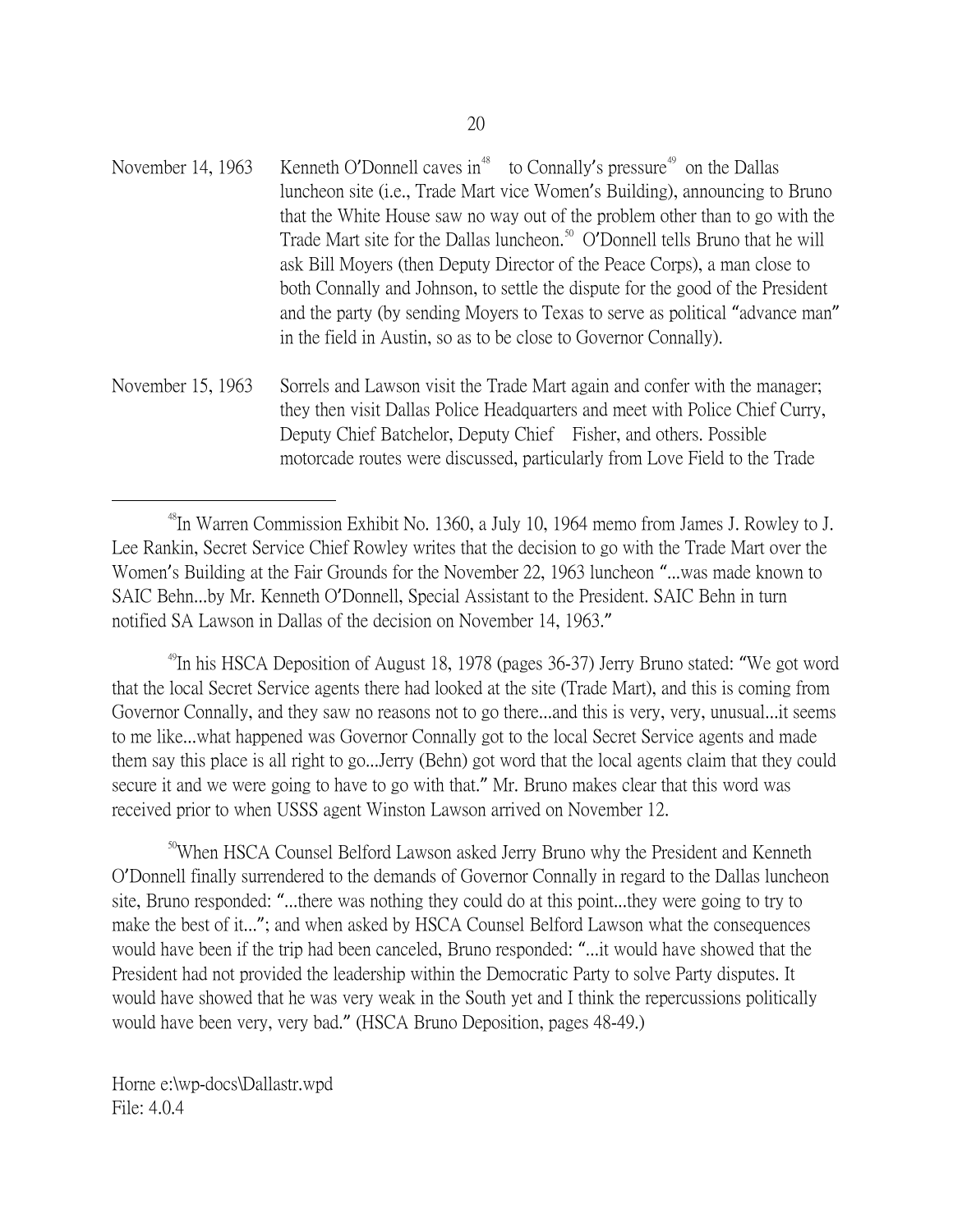November 14, 1963 Kenneth O'Donnell caves in[48] to Connally's pressure[49] on the Dallas luncheon site (i.e., Trade Mart vice Women's Building), announcing to Bruno that the White House saw no way out of the problem other than to go with the Trade Mart site for the Dallas luncheon.[50] O'Donnell tells Bruno that he will ask Bill Moyers (then Deputy Director of the Peace Corps), a man close to both Connally and Johnson, to settle the dispute for the good of the President and the party (by sending Moyers to Texas to serve as political "advance man" in the field in Austin, so as to be close to Governor Connally).

November 15, 1963 Sorrels and Lawson visit the Trade Mart again and confer with the manager; they then visit Dallas Police Headquarters and meet with Police Chief Curry, Deputy Chief Batchelor, Deputy Chief Fisher, and others. Possible motorcade routes were discussed, particularly from Love Field to the Trade

---

[48]In Warren Commission Exhibit No. 1360, a July 10, 1964 memo from James J. Rowley to J. Lee Rankin, Secret Service Chief Rowley writes that the decision to go with the Trade Mart over the Women's Building at the Fair Grounds for the November 22, 1963 luncheon "...was made known to SAIC Behn...by Mr. Kenneth O'Donnell, Special Assistant to the President. SAIC Behn in turn notified SA Lawson in Dallas of the decision on November 14, 1963."

[49]In his HSCA Deposition of August 18, 1978 (pages 36-37) Jerry Bruno stated: "We got word that the local Secret Service agents there had looked at the site (Trade Mart), and this is coming from Governor Connally, and they saw no reasons not to go there...and this is very, very, unusual...it seems to me like...what happened was Governor Connally got to the local Secret Service agents and made them say this place is all right to go...Jerry (Behn) got word that the local agents claim that they could secure it and we were going to have to go with that." Mr. Bruno makes clear that this word was received prior to when USSS agent Winston Lawson arrived on November 12.

[50]When HSCA Counsel Belford Lawson asked Jerry Bruno why the President and Kenneth O'Donnell finally surrendered to the demands of Governor Connally in regard to the Dallas luncheon site, Bruno responded: "...there was nothing they could do at this point...they were going to try to make the best of it..."; and when asked by HSCA Counsel Belford Lawson what the consequences would have been if the trip had been canceled, Bruno responded: "...it would have showed that the President had not provided the leadership within the Democratic Party to solve Party disputes. It would have showed that he was very weak in the South yet and I think the repercussions politically would have been very, very bad." (HSCA Bruno Deposition, pages 48-49.)

Horne e:\wp-docs\Dallastr.wpd
File: 4.0.4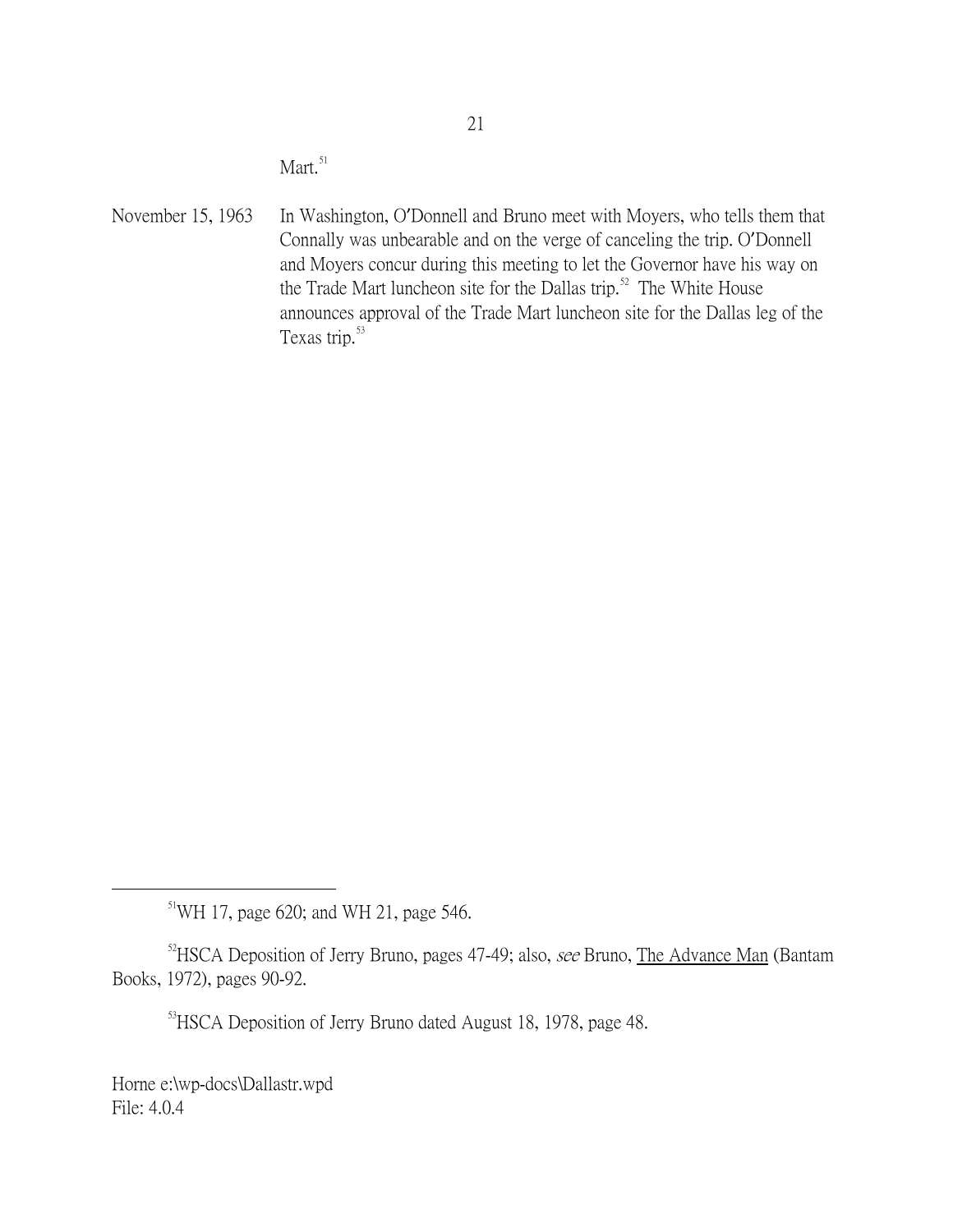Mart.[51]

November 15, 1963 — In Washington, O'Donnell and Bruno meet with Moyers, who tells them that Connally was unbearable and on the verge of canceling the trip. O'Donnell and Moyers concur during this meeting to let the Governor have his way on the Trade Mart luncheon site for the Dallas trip.[52] The White House announces approval of the Trade Mart luncheon site for the Dallas leg of the Texas trip.[53]

---

[51] WH 17, page 620; and WH 21, page 546.

[52] HSCA Deposition of Jerry Bruno, pages 47-49; also, *see* Bruno, The Advance Man (Bantam Books, 1972), pages 90-92.

[53] HSCA Deposition of Jerry Bruno dated August 18, 1978, page 48.

Horne e:\wp-docs\Dallastr.wpd
File: 4.0.4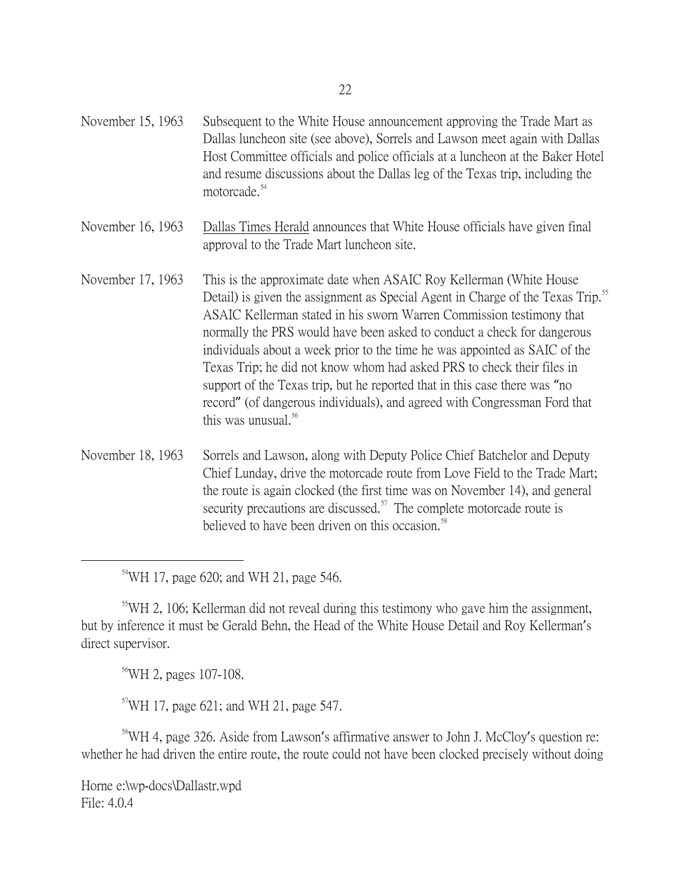November 15, 1963 Subsequent to the White House announcement approving the Trade Mart as Dallas luncheon site (see above), Sorrels and Lawson meet again with Dallas Host Committee officials and police officials at a luncheon at the Baker Hotel and resume discussions about the Dallas leg of the Texas trip, including the motorcade.[54]

November 16, 1963 Dallas Times Herald announces that White House officials have given final approval to the Trade Mart luncheon site.

November 17, 1963 This is the approximate date when ASAIC Roy Kellerman (White House Detail) is given the assignment as Special Agent in Charge of the Texas Trip.[55] ASAIC Kellerman stated in his sworn Warren Commission testimony that normally the PRS would have been asked to conduct a check for dangerous individuals about a week prior to the time he was appointed as SAIC of the Texas Trip; he did not know whom had asked PRS to check their files in support of the Texas trip, but he reported that in this case there was "no record" (of dangerous individuals), and agreed with Congressman Ford that this was unusual.[56]

November 18, 1963 Sorrels and Lawson, along with Deputy Police Chief Batchelor and Deputy Chief Lunday, drive the motorcade route from Love Field to the Trade Mart; the route is again clocked (the first time was on November 14), and general security precautions are discussed.[57] The complete motorcade route is believed to have been driven on this occasion.[58]

---

[54] WH 17, page 620; and WH 21, page 546.

[55] WH 2, 106; Kellerman did not reveal during this testimony who gave him the assignment, but by inference it must be Gerald Behn, the Head of the White House Detail and Roy Kellerman's direct supervisor.

[56] WH 2, pages 107-108.

[57] WH 17, page 621; and WH 21, page 547.

[58] WH 4, page 326. Aside from Lawson's affirmative answer to John J. McCloy's question re: whether he had driven the entire route, the route could not have been clocked precisely without doing

Horne e:\wp-docs\Dallastr.wpd
File: 4.0.4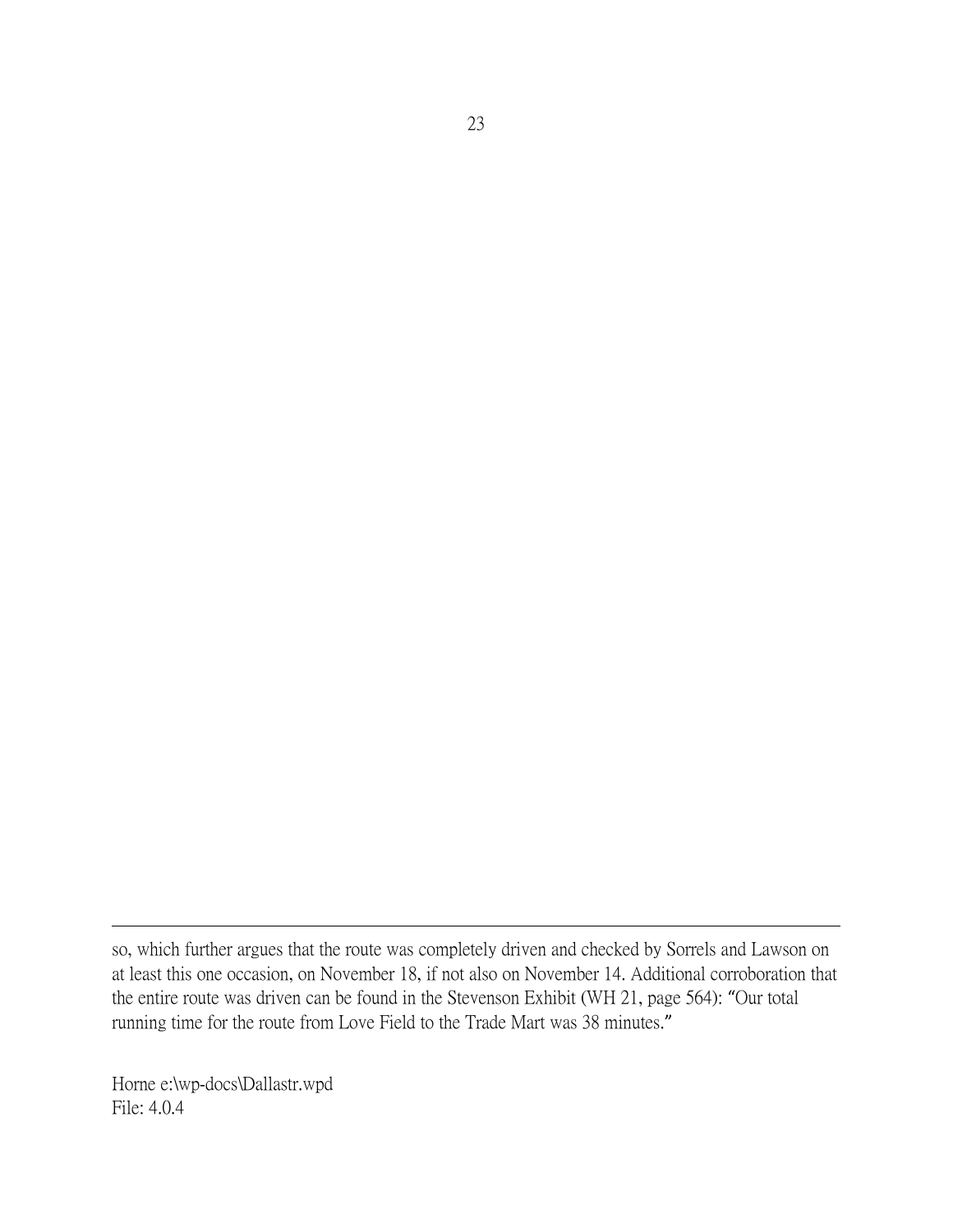so, which further argues that the route was completely driven and checked by Sorrels and Lawson on at least this one occasion, on November 18, if not also on November 14. Additional corroboration that the entire route was driven can be found in the Stevenson Exhibit (WH 21, page 564): "Our total running time for the route from Love Field to the Trade Mart was 38 minutes."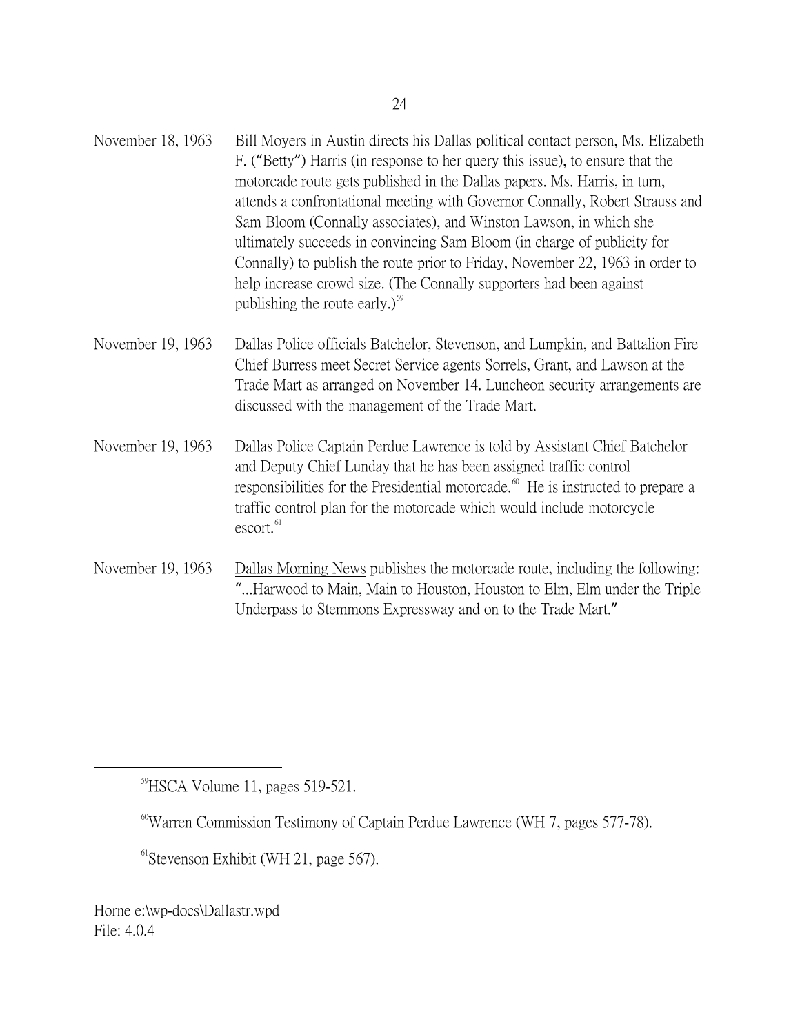| | |
|---|---|
| November 18, 1963 | Bill Moyers in Austin directs his Dallas political contact person, Ms. Elizabeth F. ("Betty") Harris (in response to her query this issue), to ensure that the motorcade route gets published in the Dallas papers. Ms. Harris, in turn, attends a confrontational meeting with Governor Connally, Robert Strauss and Sam Bloom (Connally associates), and Winston Lawson, in which she ultimately succeeds in convincing Sam Bloom (in charge of publicity for Connally) to publish the route prior to Friday, November 22, 1963 in order to help increase crowd size. (The Connally supporters had been against publishing the route early.)[59] |
| November 19, 1963 | Dallas Police officials Batchelor, Stevenson, and Lumpkin, and Battalion Fire Chief Burress meet Secret Service agents Sorrels, Grant, and Lawson at the Trade Mart as arranged on November 14. Luncheon security arrangements are discussed with the management of the Trade Mart. |
| November 19, 1963 | Dallas Police Captain Perdue Lawrence is told by Assistant Chief Batchelor and Deputy Chief Lunday that he has been assigned traffic control responsibilities for the Presidential motorcade.[60] He is instructed to prepare a traffic control plan for the motorcade which would include motorcycle escort.[61] |
| November 19, 1963 | Dallas Morning News publishes the motorcade route, including the following: "...Harwood to Main, Main to Houston, Houston to Elm, Elm under the Triple Underpass to Stemmons Expressway and on to the Trade Mart." |

[59]HSCA Volume 11, pages 519-521.

[60]Warren Commission Testimony of Captain Perdue Lawrence (WH 7, pages 577-78).

[61]Stevenson Exhibit (WH 21, page 567).

Horne e:\wp-docs\Dallastr.wpd
File: 4.0.4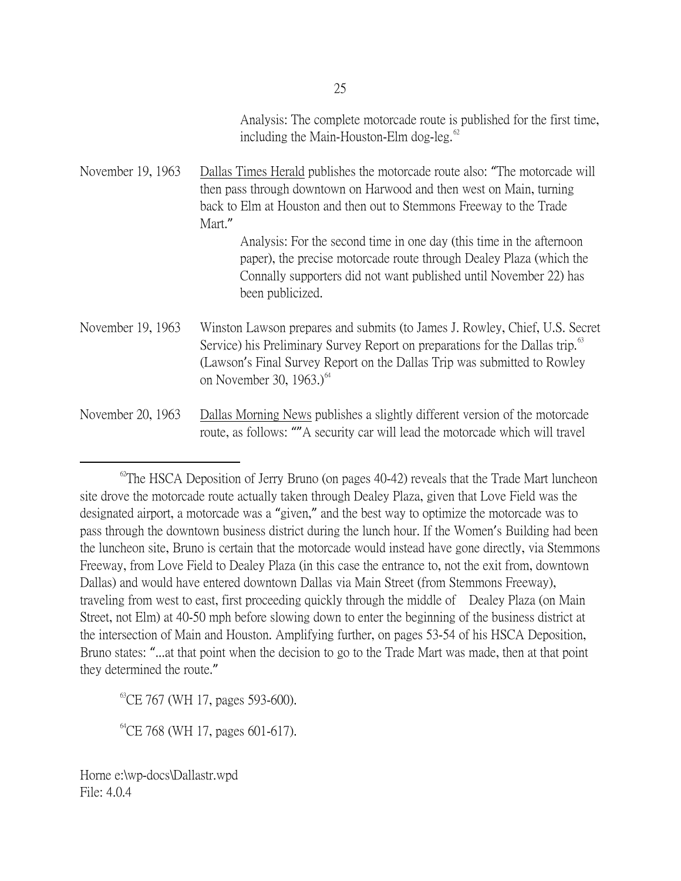Analysis: The complete motorcade route is published for the first time, including the Main-Houston-Elm dog-leg.[62]

November 19, 1963 — Dallas Times Herald publishes the motorcade route also: "The motorcade will then pass through downtown on Harwood and then west on Main, turning back to Elm at Houston and then out to Stemmons Freeway to the Trade Mart."

Analysis: For the second time in one day (this time in the afternoon paper), the precise motorcade route through Dealey Plaza (which the Connally supporters did not want published until November 22) has been publicized.

November 19, 1963 — Winston Lawson prepares and submits (to James J. Rowley, Chief, U.S. Secret Service) his Preliminary Survey Report on preparations for the Dallas trip.[63] (Lawson's Final Survey Report on the Dallas Trip was submitted to Rowley on November 30, 1963.)[64]

November 20, 1963 — Dallas Morning News publishes a slightly different version of the motorcade route, as follows: ""A security car will lead the motorcade which will travel

---

[62]The HSCA Deposition of Jerry Bruno (on pages 40-42) reveals that the Trade Mart luncheon site drove the motorcade route actually taken through Dealey Plaza, given that Love Field was the designated airport, a motorcade was a "given," and the best way to optimize the motorcade was to pass through the downtown business district during the lunch hour. If the Women's Building had been the luncheon site, Bruno is certain that the motorcade would instead have gone directly, via Stemmons Freeway, from Love Field to Dealey Plaza (in this case the entrance to, not the exit from, downtown Dallas) and would have entered downtown Dallas via Main Street (from Stemmons Freeway), traveling from west to east, first proceeding quickly through the middle of Dealey Plaza (on Main Street, not Elm) at 40-50 mph before slowing down to enter the beginning of the business district at the intersection of Main and Houston. Amplifying further, on pages 53-54 of his HSCA Deposition, Bruno states: "...at that point when the decision to go to the Trade Mart was made, then at that point they determined the route."

[63]CE 767 (WH 17, pages 593-600).

[64]CE 768 (WH 17, pages 601-617).

Horne e:\wp-docs\Dallastr.wpd
File: 4.0.4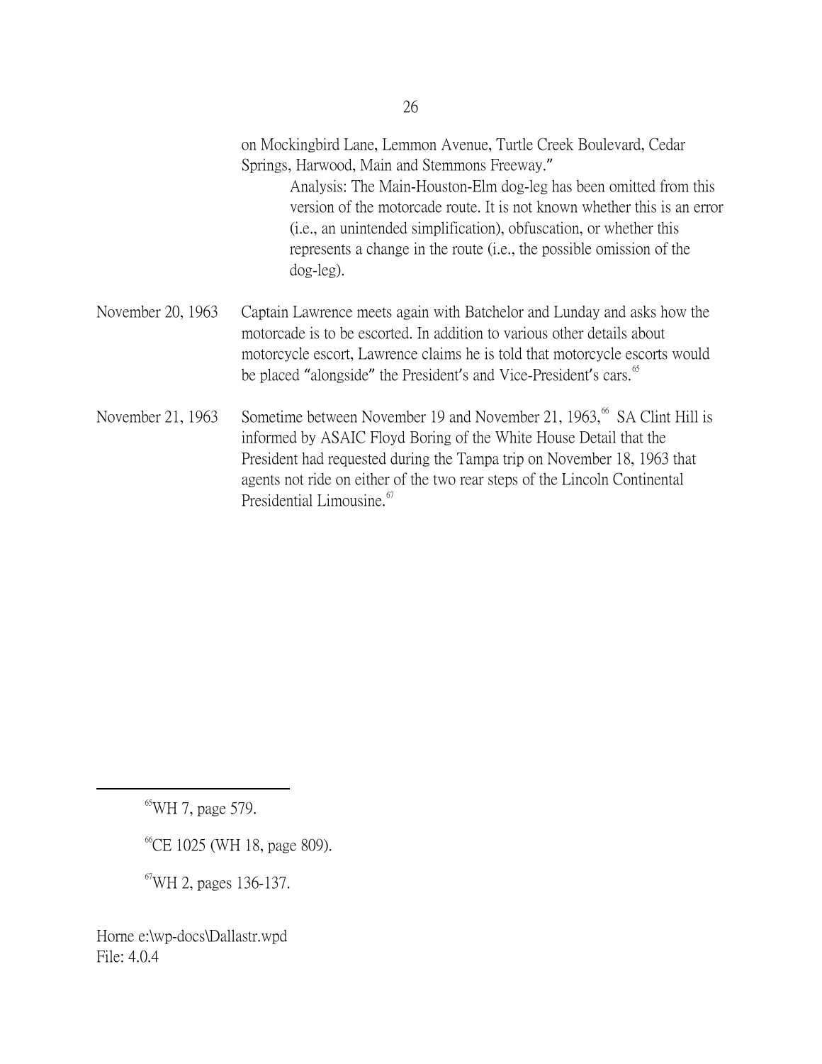on Mockingbird Lane, Lemmon Avenue, Turtle Creek Boulevard, Cedar Springs, Harwood, Main and Stemmons Freeway."

> Analysis: The Main-Houston-Elm dog-leg has been omitted from this version of the motorcade route. It is not known whether this is an error (i.e., an unintended simplification), obfuscation, or whether this represents a change in the route (i.e., the possible omission of the dog-leg).

November 20, 1963 — Captain Lawrence meets again with Batchelor and Lunday and asks how the motorcade is to be escorted. In addition to various other details about motorcycle escort, Lawrence claims he is told that motorcycle escorts would be placed "alongside" the President's and Vice-President's cars.[65]

November 21, 1963 — Sometime between November 19 and November 21, 1963,[66] SA Clint Hill is informed by ASAIC Floyd Boring of the White House Detail that the President had requested during the Tampa trip on November 18, 1963 that agents not ride on either of the two rear steps of the Lincoln Continental Presidential Limousine.[67]

---

[65] WH 7, page 579.

[66] CE 1025 (WH 18, page 809).

[67] WH 2, pages 136-137.

Horne e:\wp-docs\Dallastr.wpd
File: 4.0.4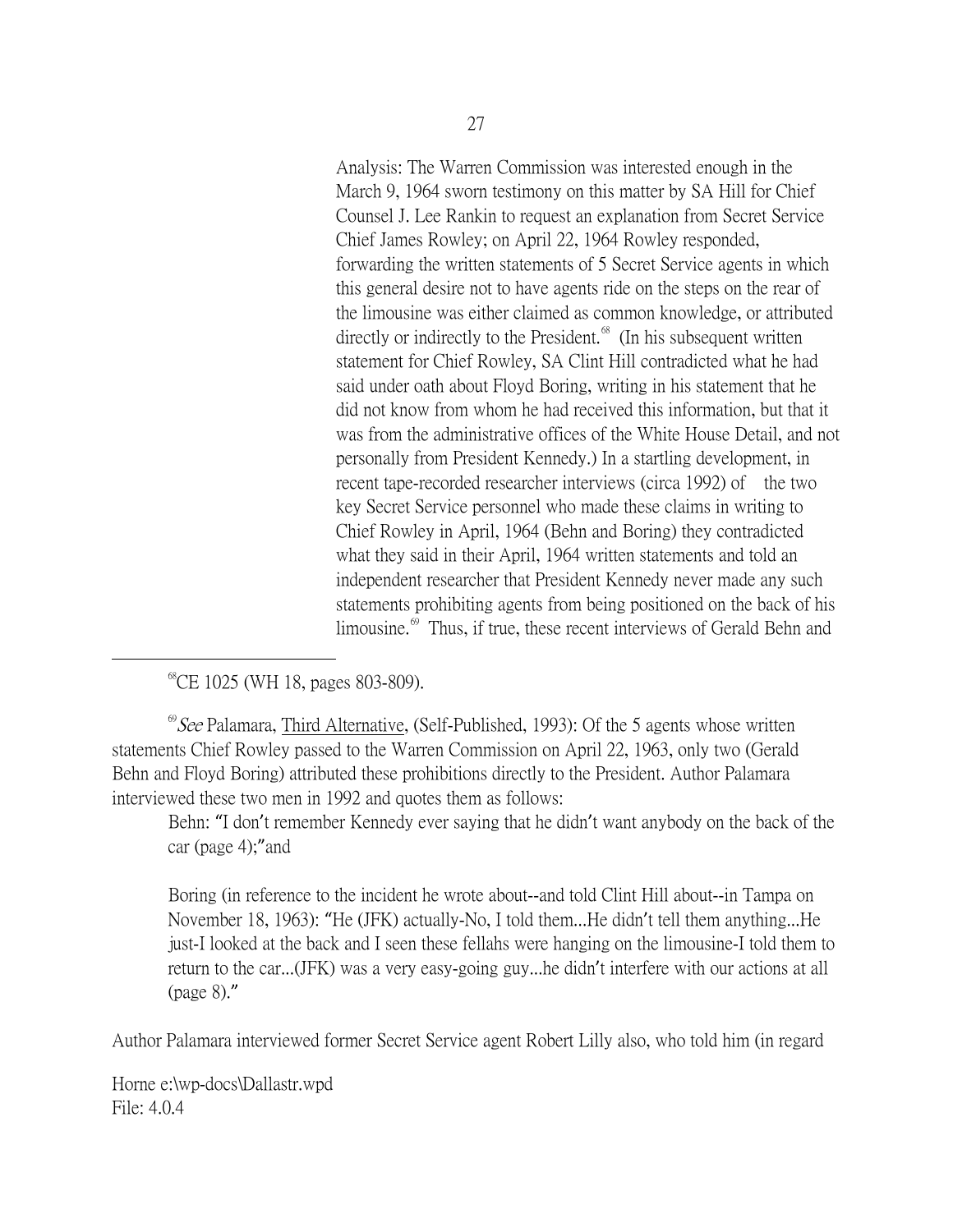Analysis: The Warren Commission was interested enough in the March 9, 1964 sworn testimony on this matter by SA Hill for Chief Counsel J. Lee Rankin to request an explanation from Secret Service Chief James Rowley; on April 22, 1964 Rowley responded, forwarding the written statements of 5 Secret Service agents in which this general desire not to have agents ride on the steps on the rear of the limousine was either claimed as common knowledge, or attributed directly or indirectly to the President.[68] (In his subsequent written statement for Chief Rowley, SA Clint Hill contradicted what he had said under oath about Floyd Boring, writing in his statement that he did not know from whom he had received this information, but that it was from the administrative offices of the White House Detail, and not personally from President Kennedy.) In a startling development, in recent tape-recorded researcher interviews (circa 1992) of the two key Secret Service personnel who made these claims in writing to Chief Rowley in April, 1964 (Behn and Boring) they contradicted what they said in their April, 1964 written statements and told an independent researcher that President Kennedy never made any such statements prohibiting agents from being positioned on the back of his limousine.[69] Thus, if true, these recent interviews of Gerald Behn and

---

[68]CE 1025 (WH 18, pages 803-809).

[69]*See* Palamara, Third Alternative, (Self-Published, 1993): Of the 5 agents whose written statements Chief Rowley passed to the Warren Commission on April 22, 1963, only two (Gerald Behn and Floyd Boring) attributed these prohibitions directly to the President. Author Palamara interviewed these two men in 1992 and quotes them as follows:

> Behn: "I don't remember Kennedy ever saying that he didn't want anybody on the back of the car (page 4);"and
>
> Boring (in reference to the incident he wrote about--and told Clint Hill about--in Tampa on November 18, 1963): "He (JFK) actually-No, I told them...He didn't tell them anything...He just-I looked at the back and I seen these fellahs were hanging on the limousine-I told them to return to the car...(JFK) was a very easy-going guy...he didn't interfere with our actions at all (page 8)."

Author Palamara interviewed former Secret Service agent Robert Lilly also, who told him (in regard

Horne e:\wp-docs\Dallastr.wpd
File: 4.0.4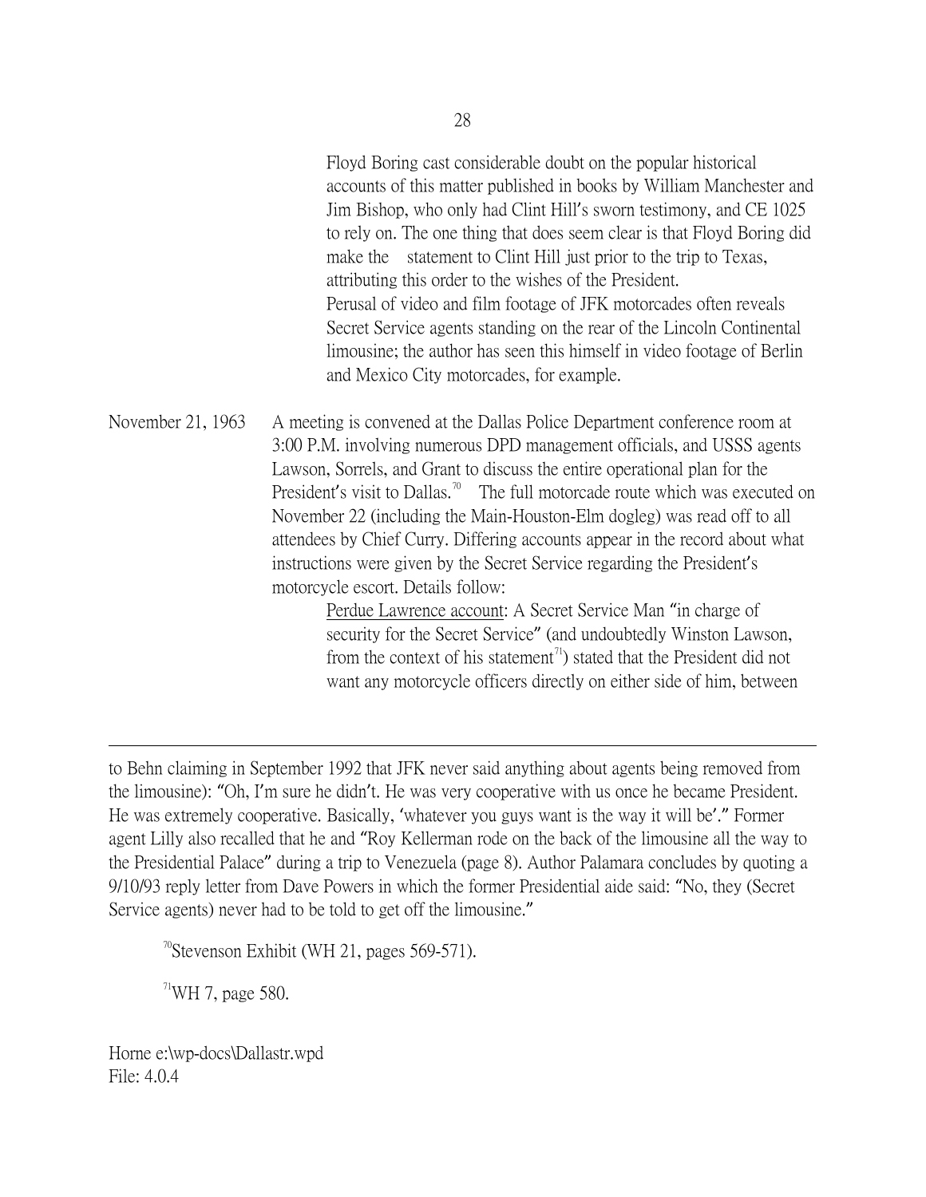Floyd Boring cast considerable doubt on the popular historical accounts of this matter published in books by William Manchester and Jim Bishop, who only had Clint Hill's sworn testimony, and CE 1025 to rely on. The one thing that does seem clear is that Floyd Boring did make the statement to Clint Hill just prior to the trip to Texas, attributing this order to the wishes of the President.

Perusal of video and film footage of JFK motorcades often reveals Secret Service agents standing on the rear of the Lincoln Continental limousine; the author has seen this himself in video footage of Berlin and Mexico City motorcades, for example.

November 21, 1963 A meeting is convened at the Dallas Police Department conference room at 3:00 P.M. involving numerous DPD management officials, and USSS agents Lawson, Sorrels, and Grant to discuss the entire operational plan for the President's visit to Dallas.[70] The full motorcade route which was executed on November 22 (including the Main-Houston-Elm dogleg) was read off to all attendees by Chief Curry. Differing accounts appear in the record about what instructions were given by the Secret Service regarding the President's motorcycle escort. Details follow:

Perdue Lawrence account: A Secret Service Man "in charge of security for the Secret Service" (and undoubtedly Winston Lawson, from the context of his statement[71]) stated that the President did not want any motorcycle officers directly on either side of him, between

---

to Behn claiming in September 1992 that JFK never said anything about agents being removed from the limousine): "Oh, I'm sure he didn't. He was very cooperative with us once he became President. He was extremely cooperative. Basically, 'whatever you guys want is the way it will be'." Former agent Lilly also recalled that he and "Roy Kellerman rode on the back of the limousine all the way to the Presidential Palace" during a trip to Venezuela (page 8). Author Palamara concludes by quoting a 9/10/93 reply letter from Dave Powers in which the former Presidential aide said: "No, they (Secret Service agents) never had to be told to get off the limousine."

[70] Stevenson Exhibit (WH 21, pages 569-571).

[71] WH 7, page 580.

Horne e:\wp-docs\Dallastr.wpd
File: 4.0.4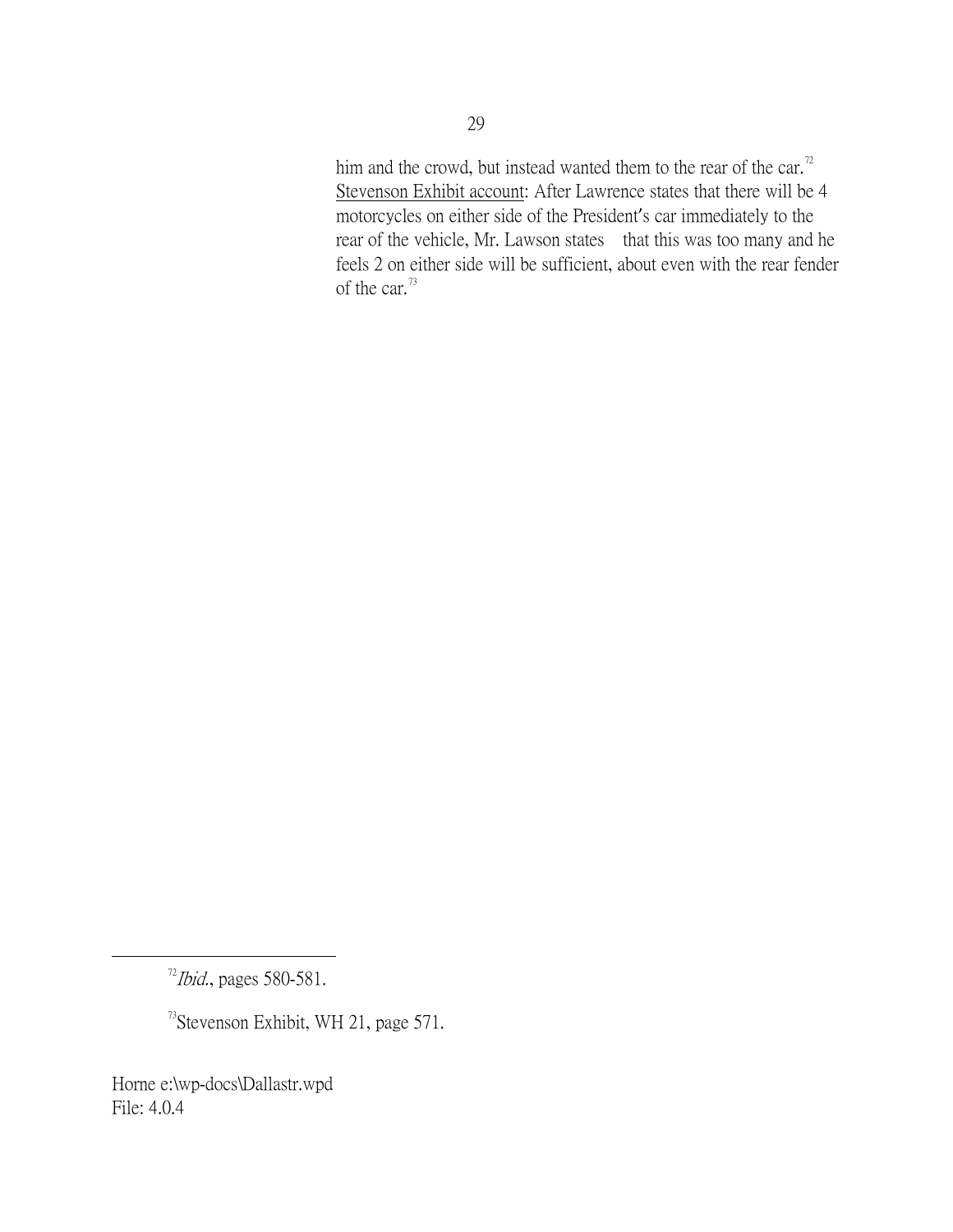him and the crowd, but instead wanted them to the rear of the car.[72] <u>Stevenson Exhibit account</u>: After Lawrence states that there will be 4 motorcycles on either side of the President's car immediately to the rear of the vehicle, Mr. Lawson states that this was too many and he feels 2 on either side will be sufficient, about even with the rear fender of the car.[73]

---

[72] *Ibid.*, pages 580-581.

[73] Stevenson Exhibit, WH 21, page 571.

Horne e:\wp-docs\Dallastr.wpd
File: 4.0.4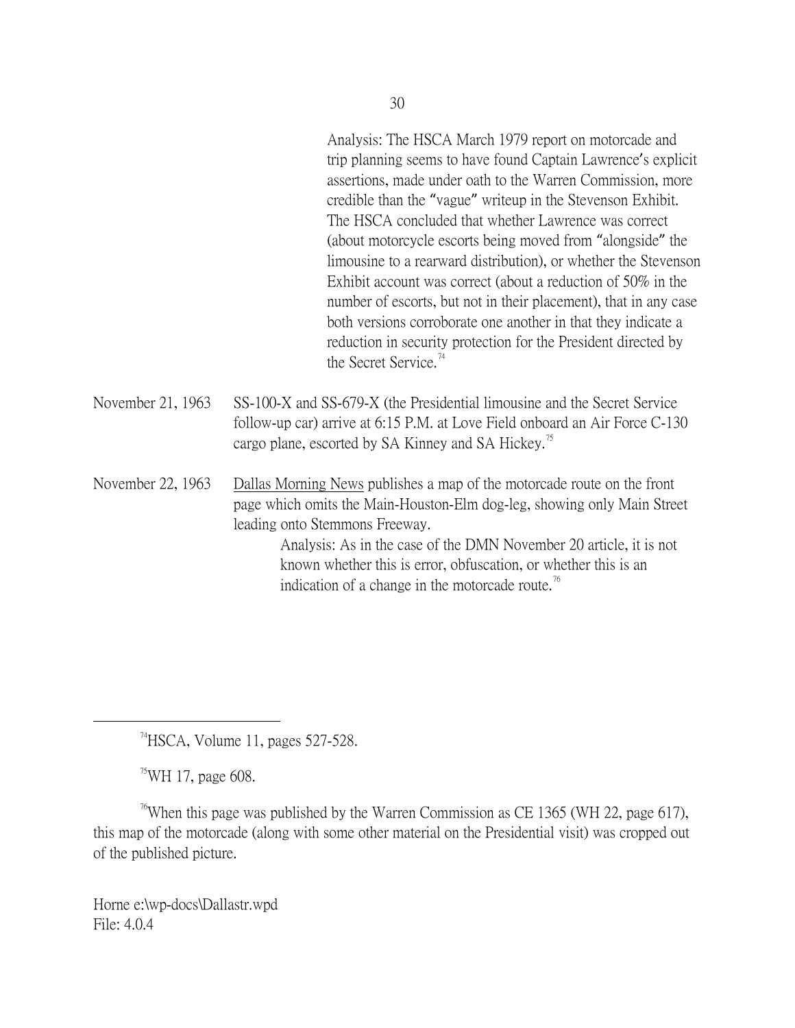Analysis: The HSCA March 1979 report on motorcade and trip planning seems to have found Captain Lawrence's explicit assertions, made under oath to the Warren Commission, more credible than the "vague" writeup in the Stevenson Exhibit. The HSCA concluded that whether Lawrence was correct (about motorcycle escorts being moved from "alongside" the limousine to a rearward distribution), or whether the Stevenson Exhibit account was correct (about a reduction of 50% in the number of escorts, but not in their placement), that in any case both versions corroborate one another in that they indicate a reduction in security protection for the President directed by the Secret Service.[74]

November 21, 1963 — SS-100-X and SS-679-X (the Presidential limousine and the Secret Service follow-up car) arrive at 6:15 P.M. at Love Field onboard an Air Force C-130 cargo plane, escorted by SA Kinney and SA Hickey.[75]

November 22, 1963 — Dallas Morning News publishes a map of the motorcade route on the front page which omits the Main-Houston-Elm dog-leg, showing only Main Street leading onto Stemmons Freeway.

Analysis: As in the case of the DMN November 20 article, it is not known whether this is error, obfuscation, or whether this is an indication of a change in the motorcade route.[76]

---

[74] HSCA, Volume 11, pages 527-528.

[75] WH 17, page 608.

[76] When this page was published by the Warren Commission as CE 1365 (WH 22, page 617), this map of the motorcade (along with some other material on the Presidential visit) was cropped out of the published picture.

Horne e:\wp-docs\Dallastr.wpd
File: 4.0.4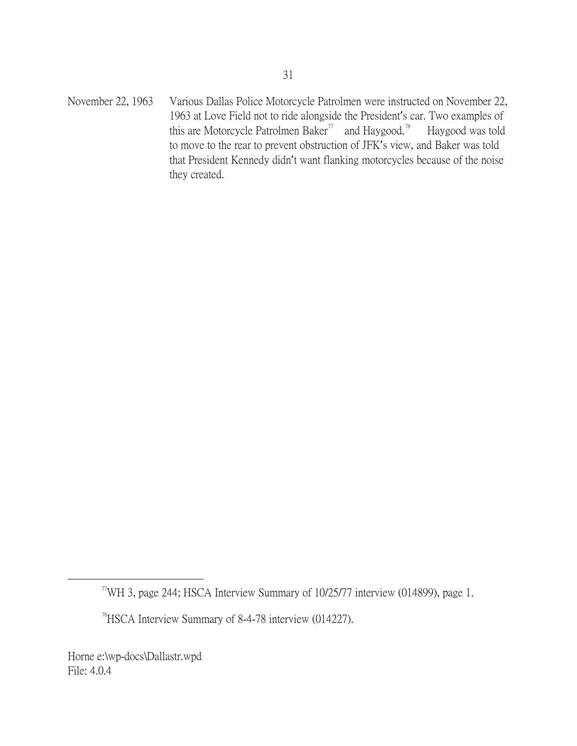November 22, 1963 Various Dallas Police Motorcycle Patrolmen were instructed on November 22, 1963 at Love Field not to ride alongside the President's car. Two examples of this are Motorcycle Patrolmen Baker[77] and Haygood.[78] Haygood was told to move to the rear to prevent obstruction of JFK's view, and Baker was told that President Kennedy didn't want flanking motorcycles because of the noise they created.

---

[77] WH 3, page 244; HSCA Interview Summary of 10/25/77 interview (014899), page 1.

[78] HSCA Interview Summary of 8-4-78 interview (014227).

Horne e:\wp-docs\Dallastr.wpd
File: 4.0.4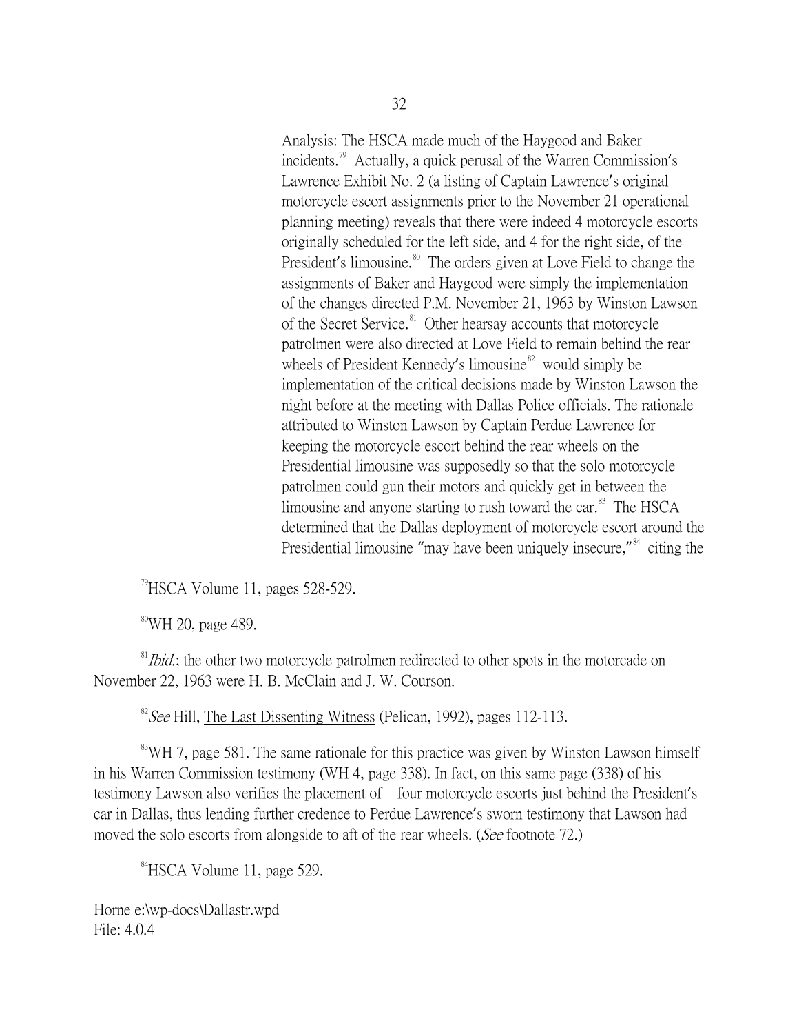Analysis: The HSCA made much of the Haygood and Baker incidents.[79] Actually, a quick perusal of the Warren Commission's Lawrence Exhibit No. 2 (a listing of Captain Lawrence's original motorcycle escort assignments prior to the November 21 operational planning meeting) reveals that there were indeed 4 motorcycle escorts originally scheduled for the left side, and 4 for the right side, of the President's limousine.[80] The orders given at Love Field to change the assignments of Baker and Haygood were simply the implementation of the changes directed P.M. November 21, 1963 by Winston Lawson of the Secret Service.[81] Other hearsay accounts that motorcycle patrolmen were also directed at Love Field to remain behind the rear wheels of President Kennedy's limousine[82] would simply be implementation of the critical decisions made by Winston Lawson the night before at the meeting with Dallas Police officials. The rationale attributed to Winston Lawson by Captain Perdue Lawrence for keeping the motorcycle escort behind the rear wheels on the Presidential limousine was supposedly so that the solo motorcycle patrolmen could gun their motors and quickly get in between the limousine and anyone starting to rush toward the car.[83] The HSCA determined that the Dallas deployment of motorcycle escort around the Presidential limousine "may have been uniquely insecure,"[84] citing the

---

[79] HSCA Volume 11, pages 528-529.

[80] WH 20, page 489.

[81] *Ibid.*; the other two motorcycle patrolmen redirected to other spots in the motorcade on November 22, 1963 were H. B. McClain and J. W. Courson.

[82] *See* Hill, The Last Dissenting Witness (Pelican, 1992), pages 112-113.

[83] WH 7, page 581. The same rationale for this practice was given by Winston Lawson himself in his Warren Commission testimony (WH 4, page 338). In fact, on this same page (338) of his testimony Lawson also verifies the placement of four motorcycle escorts just behind the President's car in Dallas, thus lending further credence to Perdue Lawrence's sworn testimony that Lawson had moved the solo escorts from alongside to aft of the rear wheels. (*See* footnote 72.)

[84] HSCA Volume 11, page 529.

Horne e:\wp-docs\Dallastr.wpd
File: 4.0.4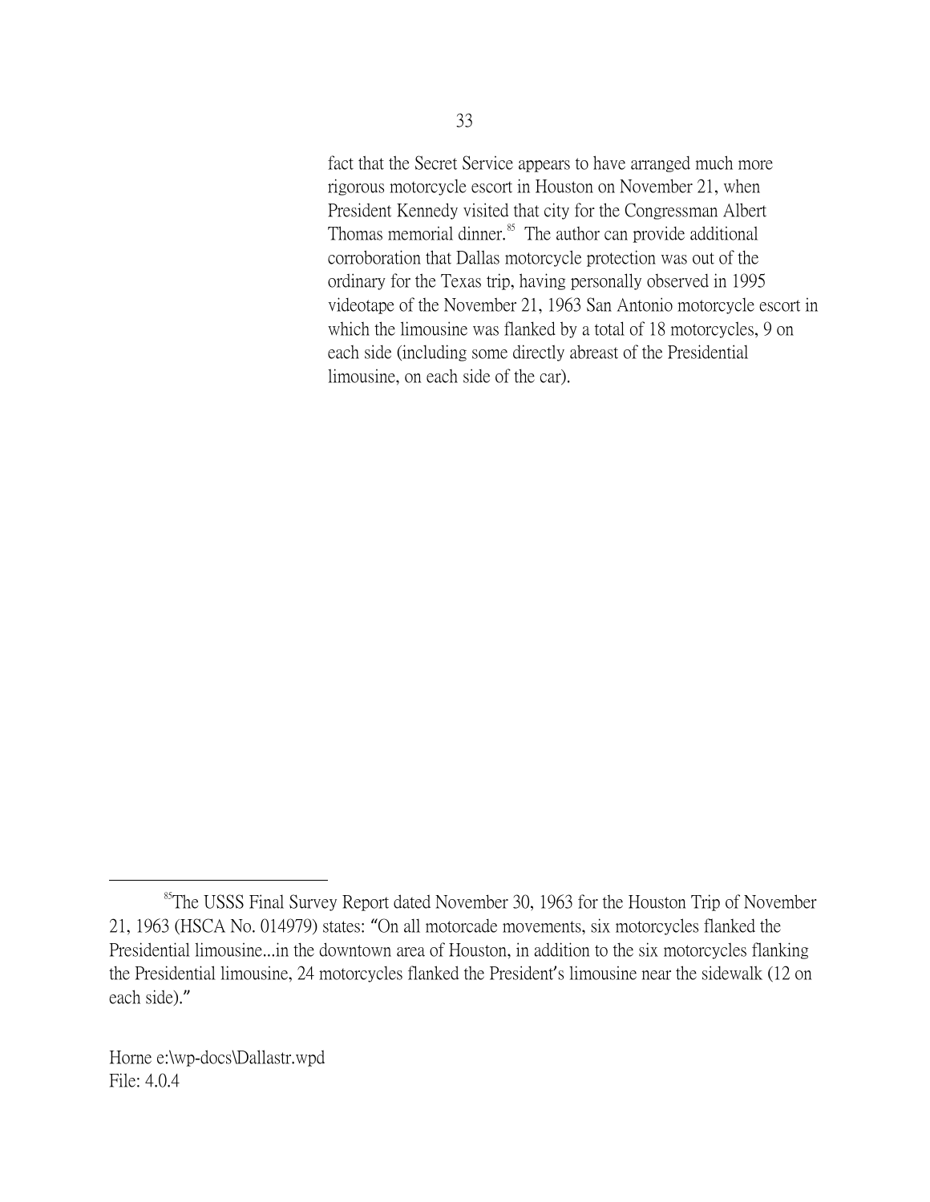fact that the Secret Service appears to have arranged much more rigorous motorcycle escort in Houston on November 21, when President Kennedy visited that city for the Congressman Albert Thomas memorial dinner.[85] The author can provide additional corroboration that Dallas motorcycle protection was out of the ordinary for the Texas trip, having personally observed in 1995 videotape of the November 21, 1963 San Antonio motorcycle escort in which the limousine was flanked by a total of 18 motorcycles, 9 on each side (including some directly abreast of the Presidential limousine, on each side of the car).

---

[85] The USSS Final Survey Report dated November 30, 1963 for the Houston Trip of November 21, 1963 (HSCA No. 014979) states: "On all motorcade movements, six motorcycles flanked the Presidential limousine...in the downtown area of Houston, in addition to the six motorcycles flanking the Presidential limousine, 24 motorcycles flanked the President's limousine near the sidewalk (12 on each side)."

Horne e:\wp-docs\Dallastr.wpd
File: 4.0.4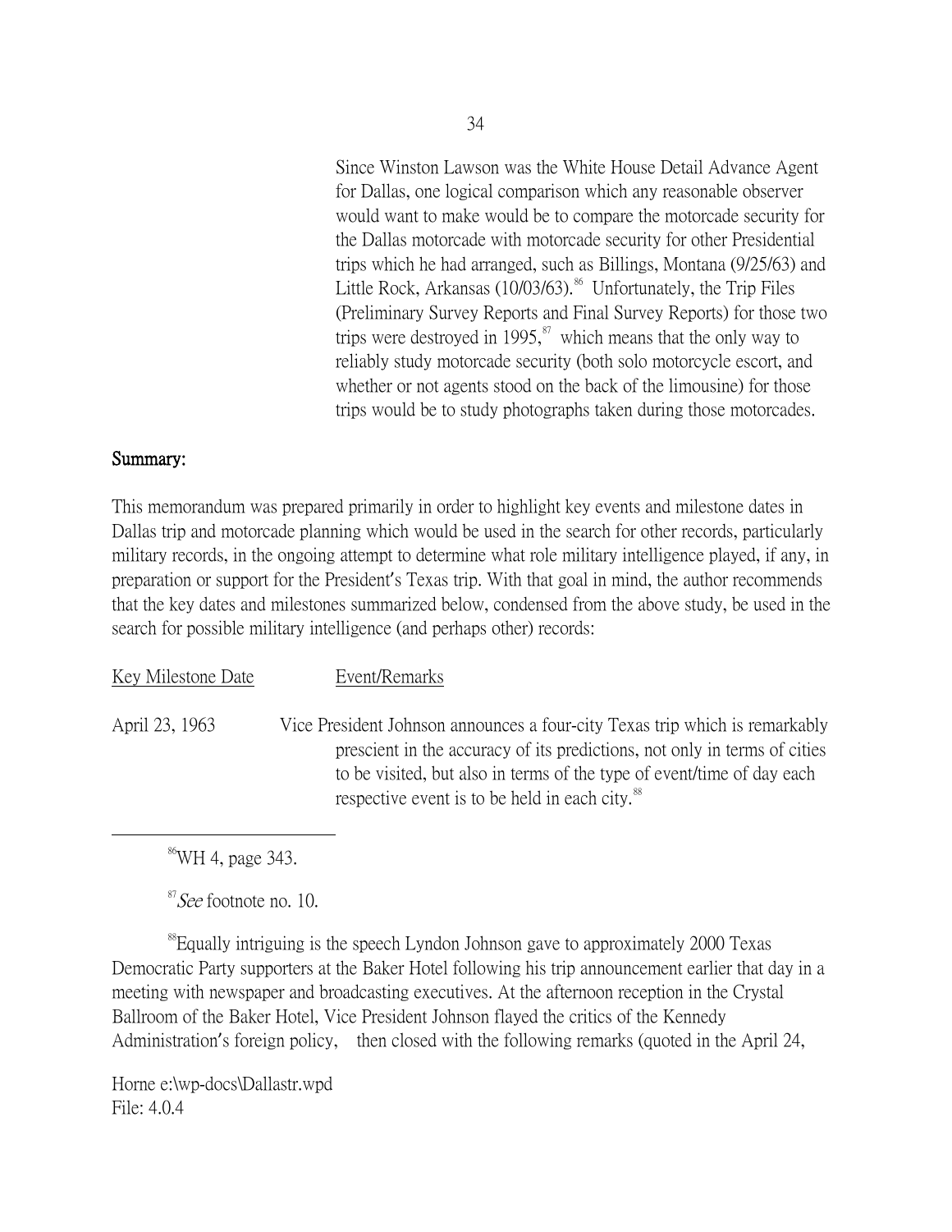Since Winston Lawson was the White House Detail Advance Agent for Dallas, one logical comparison which any reasonable observer would want to make would be to compare the motorcade security for the Dallas motorcade with motorcade security for other Presidential trips which he had arranged, such as Billings, Montana (9/25/63) and Little Rock, Arkansas (10/03/63).[86] Unfortunately, the Trip Files (Preliminary Survey Reports and Final Survey Reports) for those two trips were destroyed in 1995,[87] which means that the only way to reliably study motorcade security (both solo motorcycle escort, and whether or not agents stood on the back of the limousine) for those trips would be to study photographs taken during those motorcades.

**Summary:**

This memorandum was prepared primarily in order to highlight key events and milestone dates in Dallas trip and motorcade planning which would be used in the search for other records, particularly military records, in the ongoing attempt to determine what role military intelligence played, if any, in preparation or support for the President's Texas trip. With that goal in mind, the author recommends that the key dates and milestones summarized below, condensed from the above study, be used in the search for possible military intelligence (and perhaps other) records:

| Key Milestone Date | Event/Remarks |
|---|---|
| April 23, 1963 | Vice President Johnson announces a four-city Texas trip which is remarkably prescient in the accuracy of its predictions, not only in terms of cities to be visited, but also in terms of the type of event/time of day each respective event is to be held in each city.[88] |

---

[86]WH 4, page 343.

[87]*See* footnote no. 10.

[88]Equally intriguing is the speech Lyndon Johnson gave to approximately 2000 Texas Democratic Party supporters at the Baker Hotel following his trip announcement earlier that day in a meeting with newspaper and broadcasting executives. At the afternoon reception in the Crystal Ballroom of the Baker Hotel, Vice President Johnson flayed the critics of the Kennedy Administration's foreign policy, then closed with the following remarks (quoted in the April 24,

Horne e:\wp-docs\Dallastr.wpd
File: 4.0.4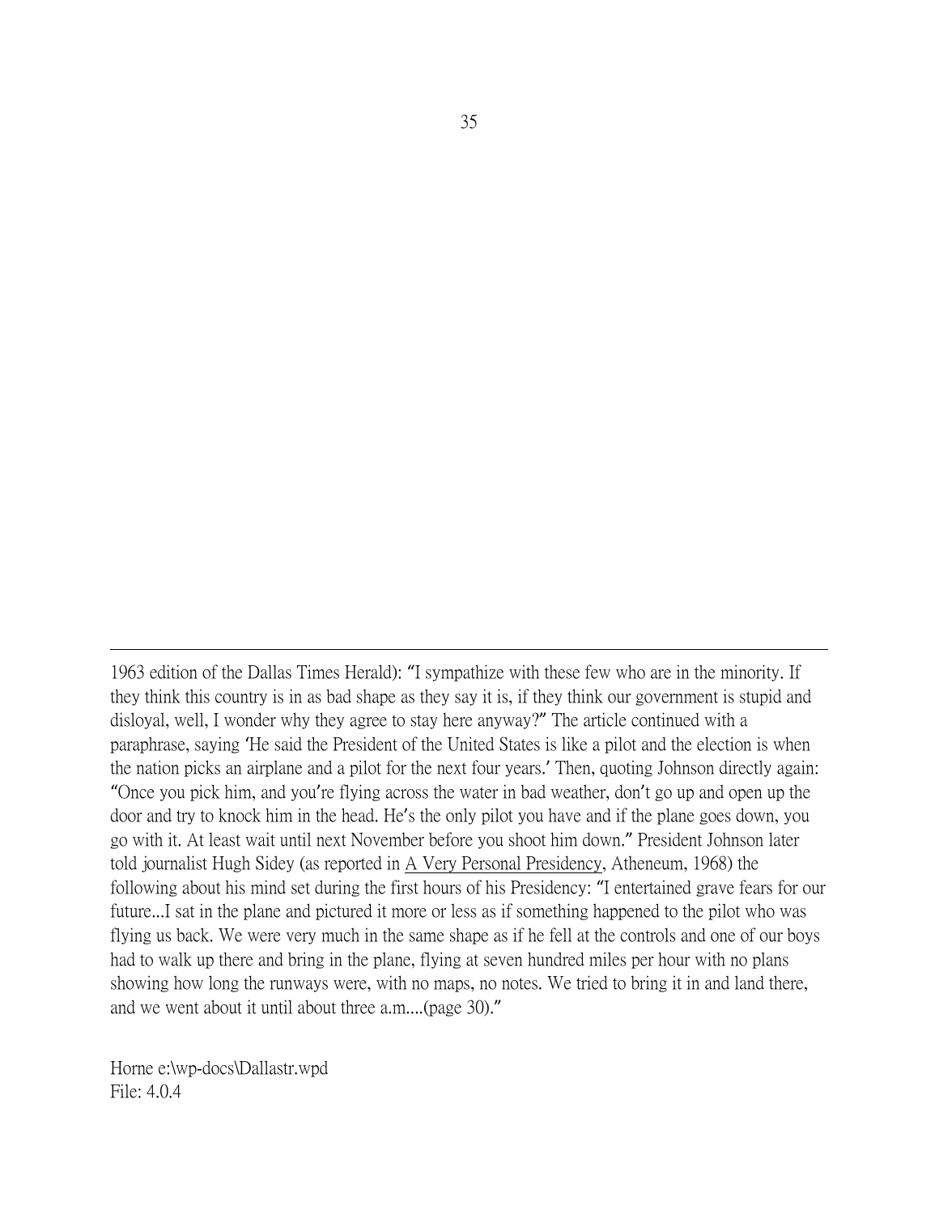1963 edition of the Dallas Times Herald): "I sympathize with these few who are in the minority. If they think this country is in as bad shape as they say it is, if they think our government is stupid and disloyal, well, I wonder why they agree to stay here anyway?" The article continued with a paraphrase, saying 'He said the President of the United States is like a pilot and the election is when the nation picks an airplane and a pilot for the next four years.' Then, quoting Johnson directly again: "Once you pick him, and you're flying across the water in bad weather, don't go up and open up the door and try to knock him in the head. He's the only pilot you have and if the plane goes down, you go with it. At least wait until next November before you shoot him down." President Johnson later told journalist Hugh Sidey (as reported in A Very Personal Presidency, Atheneum, 1968) the following about his mind set during the first hours of his Presidency: "I entertained grave fears for our future...I sat in the plane and pictured it more or less as if something happened to the pilot who was flying us back. We were very much in the same shape as if he fell at the controls and one of our boys had to walk up there and bring in the plane, flying at seven hundred miles per hour with no plans showing how long the runways were, with no maps, no notes. We tried to bring it in and land there, and we went about it until about three a.m....(page 30)."

Horne e:\wp-docs\Dallastr.wpd
File: 4.0.4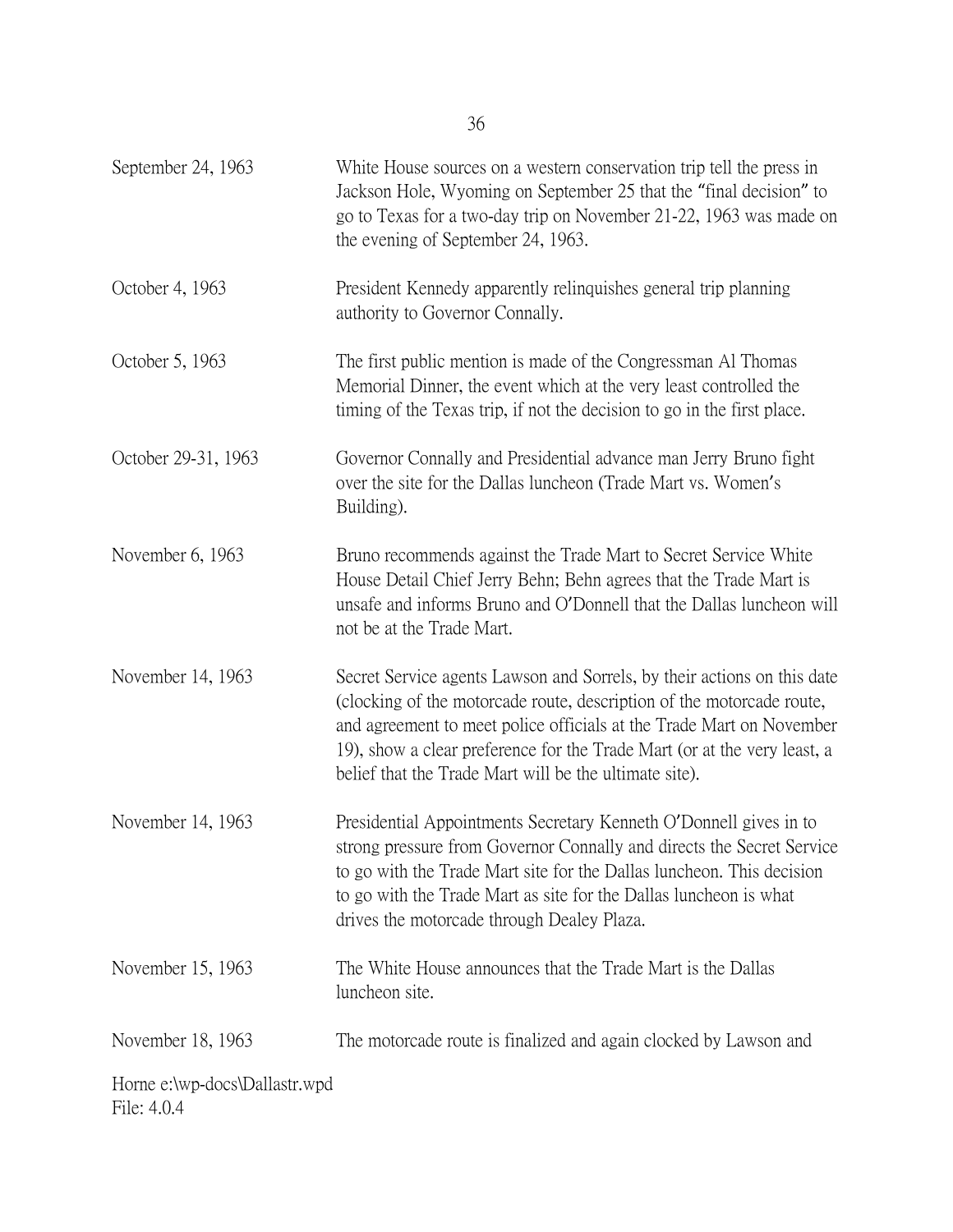| | |
|---|---|
| September 24, 1963 | White House sources on a western conservation trip tell the press in Jackson Hole, Wyoming on September 25 that the "final decision" to go to Texas for a two-day trip on November 21-22, 1963 was made on the evening of September 24, 1963. |
| October 4, 1963 | President Kennedy apparently relinquishes general trip planning authority to Governor Connally. |
| October 5, 1963 | The first public mention is made of the Congressman Al Thomas Memorial Dinner, the event which at the very least controlled the timing of the Texas trip, if not the decision to go in the first place. |
| October 29-31, 1963 | Governor Connally and Presidential advance man Jerry Bruno fight over the site for the Dallas luncheon (Trade Mart vs. Women's Building). |
| November 6, 1963 | Bruno recommends against the Trade Mart to Secret Service White House Detail Chief Jerry Behn; Behn agrees that the Trade Mart is unsafe and informs Bruno and O'Donnell that the Dallas luncheon will not be at the Trade Mart. |
| November 14, 1963 | Secret Service agents Lawson and Sorrels, by their actions on this date (clocking of the motorcade route, description of the motorcade route, and agreement to meet police officials at the Trade Mart on November 19), show a clear preference for the Trade Mart (or at the very least, a belief that the Trade Mart will be the ultimate site). |
| November 14, 1963 | Presidential Appointments Secretary Kenneth O'Donnell gives in to strong pressure from Governor Connally and directs the Secret Service to go with the Trade Mart site for the Dallas luncheon. This decision to go with the Trade Mart as site for the Dallas luncheon is what drives the motorcade through Dealey Plaza. |
| November 15, 1963 | The White House announces that the Trade Mart is the Dallas luncheon site. |
| November 18, 1963 | The motorcade route is finalized and again clocked by Lawson and |

Horne e:\wp-docs\Dallastr.wpd
File: 4.0.4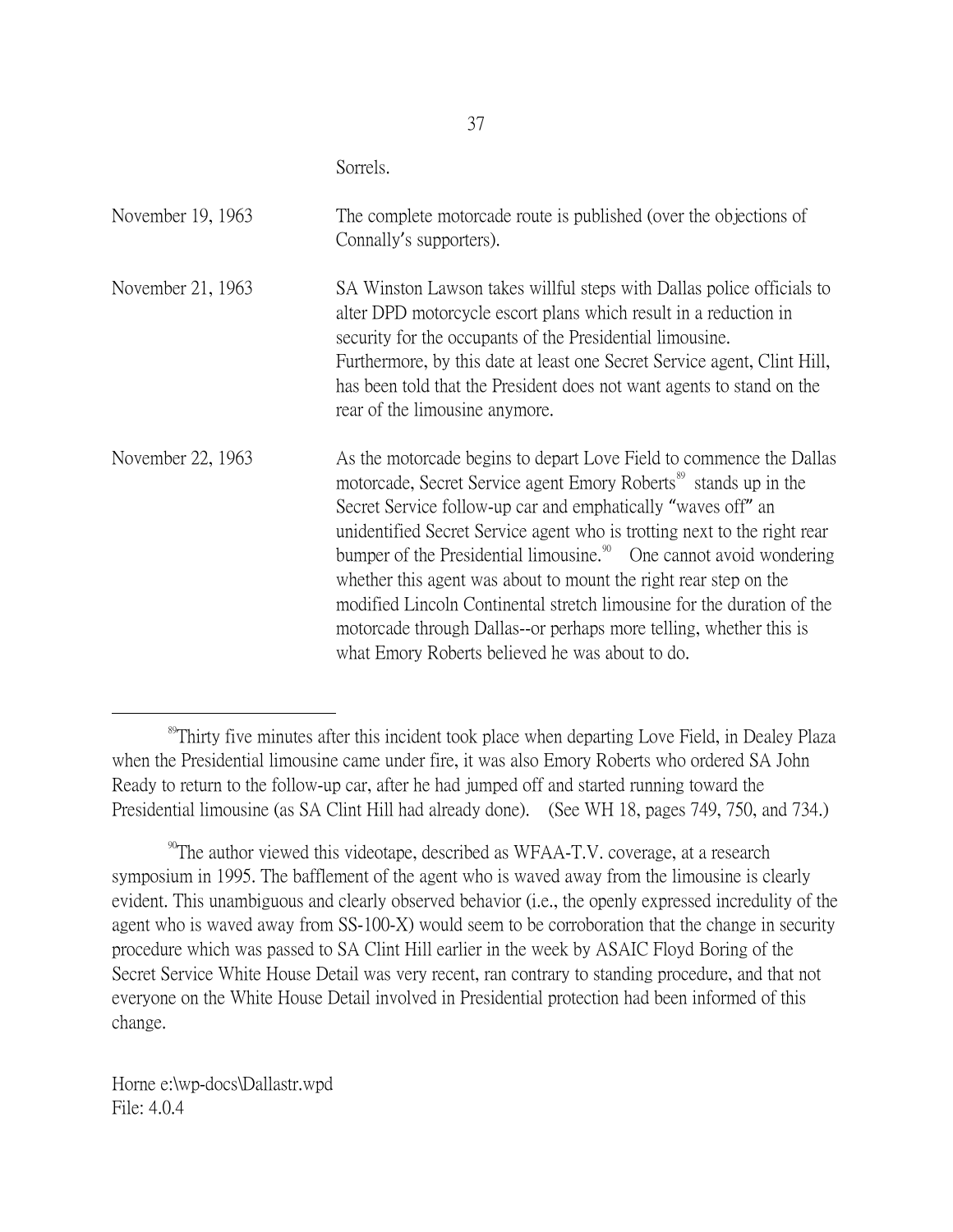| | |
|---|---|
| | Sorrels. |
| November 19, 1963 | The complete motorcade route is published (over the objections of Connally's supporters). |
| November 21, 1963 | SA Winston Lawson takes willful steps with Dallas police officials to alter DPD motorcycle escort plans which result in a reduction in security for the occupants of the Presidential limousine. Furthermore, by this date at least one Secret Service agent, Clint Hill, has been told that the President does not want agents to stand on the rear of the limousine anymore. |
| November 22, 1963 | As the motorcade begins to depart Love Field to commence the Dallas motorcade, Secret Service agent Emory Roberts[89] stands up in the Secret Service follow-up car and emphatically "waves off" an unidentified Secret Service agent who is trotting next to the right rear bumper of the Presidential limousine.[90] One cannot avoid wondering whether this agent was about to mount the right rear step on the modified Lincoln Continental stretch limousine for the duration of the motorcade through Dallas--or perhaps more telling, whether this is what Emory Roberts believed he was about to do. |

[89] Thirty five minutes after this incident took place when departing Love Field, in Dealey Plaza when the Presidential limousine came under fire, it was also Emory Roberts who ordered SA John Ready to return to the follow-up car, after he had jumped off and started running toward the Presidential limousine (as SA Clint Hill had already done). (See WH 18, pages 749, 750, and 734.)

[90] The author viewed this videotape, described as WFAA-T.V. coverage, at a research symposium in 1995. The bafflement of the agent who is waved away from the limousine is clearly evident. This unambiguous and clearly observed behavior (i.e., the openly expressed incredulity of the agent who is waved away from SS-100-X) would seem to be corroboration that the change in security procedure which was passed to SA Clint Hill earlier in the week by ASAIC Floyd Boring of the Secret Service White House Detail was very recent, ran contrary to standing procedure, and that not everyone on the White House Detail involved in Presidential protection had been informed of this change.

Horne e:\wp-docs\Dallastr.wpd
File: 4.0.4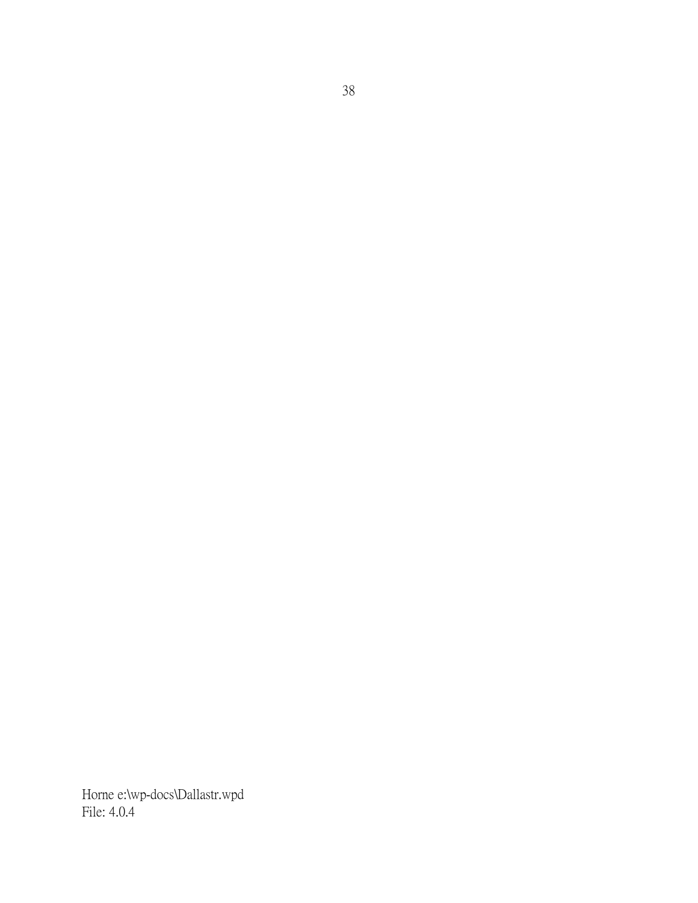Horne e:\wp-docs\Dallastr.wpd
File: 4.0.4